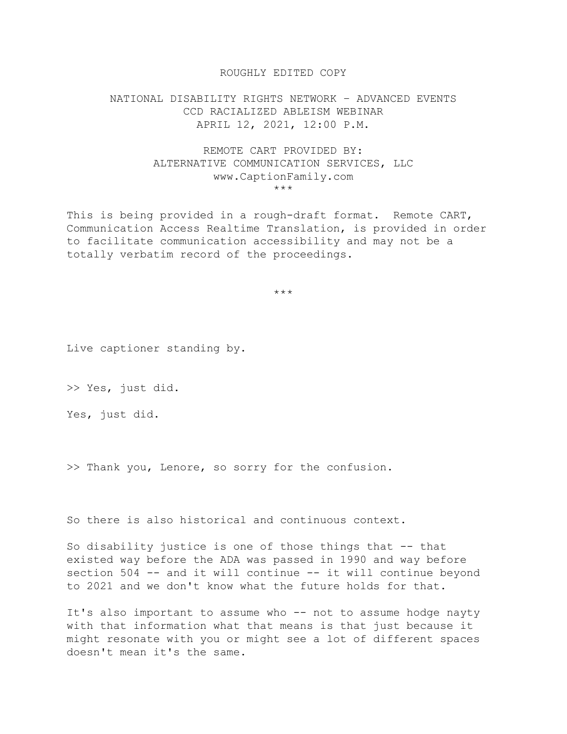ROUGHLY EDITED COPY

NATIONAL DISABILITY RIGHTS NETWORK – ADVANCED EVENTS
CCD RACIALIZED ABLEISM WEBINAR
APRIL 12, 2021, 12:00 P.M.

REMOTE CART PROVIDED BY:
ALTERNATIVE COMMUNICATION SERVICES, LLC
www.CaptionFamily.com
***

This is being provided in a rough-draft format. Remote CART, Communication Access Realtime Translation, is provided in order to facilitate communication accessibility and may not be a totally verbatim record of the proceedings.

***

Live captioner standing by.

>> Yes, just did.

Yes, just did.

>> Thank you, Lenore, so sorry for the confusion.

So there is also historical and continuous context.

So disability justice is one of those things that -- that existed way before the ADA was passed in 1990 and way before section 504 -- and it will continue -- it will continue beyond to 2021 and we don't know what the future holds for that.

It's also important to assume who -- not to assume hodge nayty with that information what that means is that just because it might resonate with you or might see a lot of different spaces doesn't mean it's the same.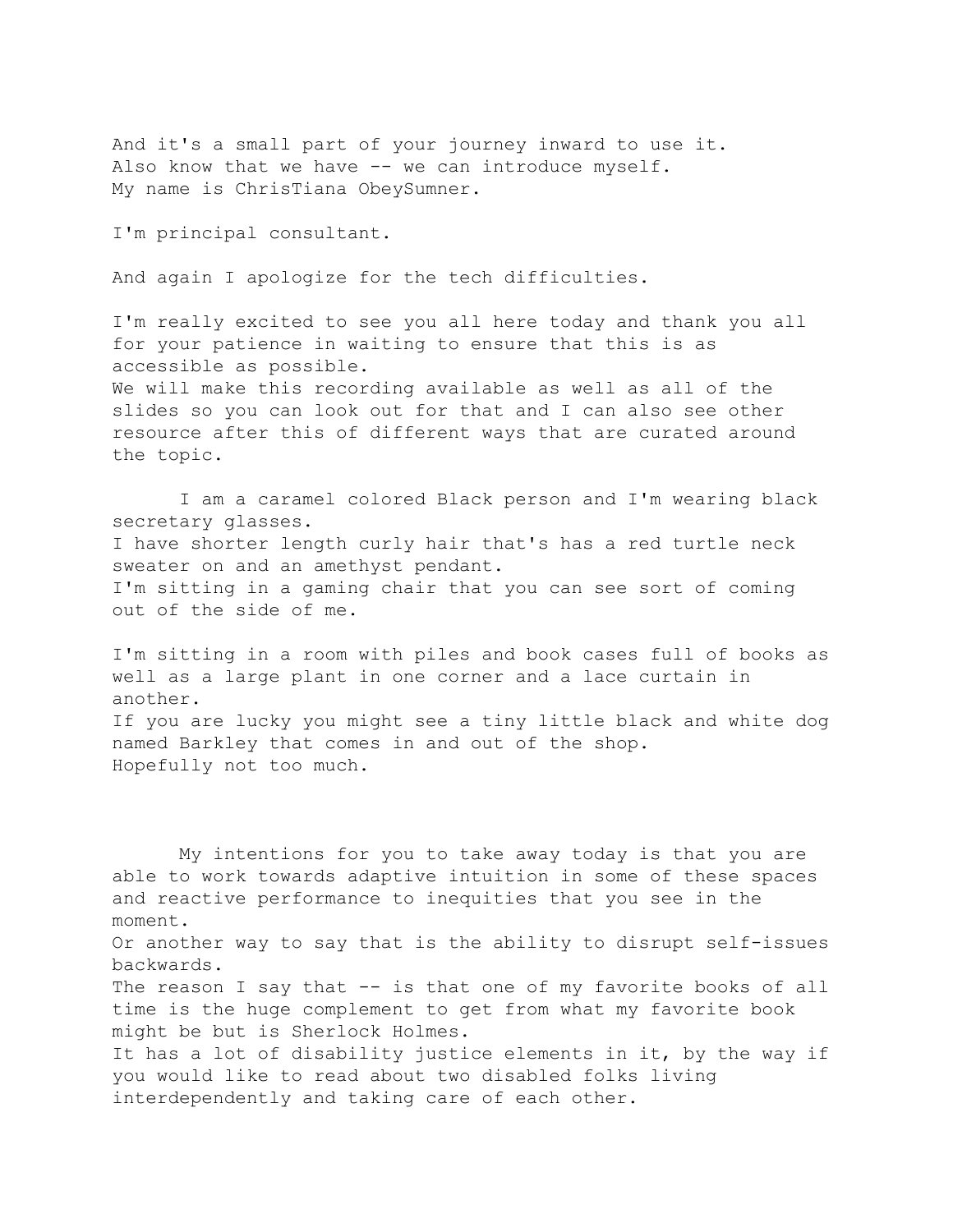And it's a small part of your journey inward to use it.
Also know that we have -- we can introduce myself.
My name is ChrisTiana ObeySumner.

I'm principal consultant.

And again I apologize for the tech difficulties.

I'm really excited to see you all here today and thank you all for your patience in waiting to ensure that this is as accessible as possible.
We will make this recording available as well as all of the slides so you can look out for that and I can also see other resource after this of different ways that are curated around the topic.

I am a caramel colored Black person and I'm wearing black secretary glasses.
I have shorter length curly hair that's has a red turtle neck sweater on and an amethyst pendant.
I'm sitting in a gaming chair that you can see sort of coming out of the side of me.

I'm sitting in a room with piles and book cases full of books as well as a large plant in one corner and a lace curtain in another.
If you are lucky you might see a tiny little black and white dog named Barkley that comes in and out of the shop.
Hopefully not too much.

My intentions for you to take away today is that you are able to work towards adaptive intuition in some of these spaces and reactive performance to inequities that you see in the moment.
Or another way to say that is the ability to disrupt self-issues backwards.
The reason I say that -- is that one of my favorite books of all time is the huge complement to get from what my favorite book might be but is Sherlock Holmes.
It has a lot of disability justice elements in it, by the way if you would like to read about two disabled folks living interdependently and taking care of each other.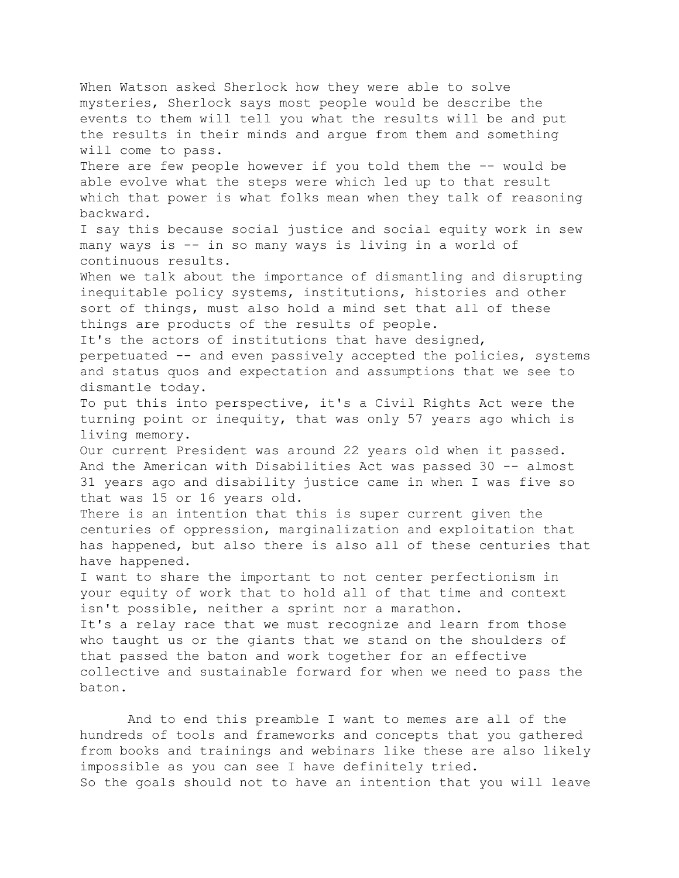When Watson asked Sherlock how they were able to solve mysteries, Sherlock says most people would be describe the events to them will tell you what the results will be and put the results in their minds and argue from them and something will come to pass.

There are few people however if you told them the -- would be able evolve what the steps were which led up to that result which that power is what folks mean when they talk of reasoning backward.

I say this because social justice and social equity work in sew many ways is -- in so many ways is living in a world of continuous results.

When we talk about the importance of dismantling and disrupting inequitable policy systems, institutions, histories and other sort of things, must also hold a mind set that all of these things are products of the results of people.

It's the actors of institutions that have designed, perpetuated -- and even passively accepted the policies, systems and status quos and expectation and assumptions that we see to dismantle today.

To put this into perspective, it's a Civil Rights Act were the turning point or inequity, that was only 57 years ago which is living memory.

Our current President was around 22 years old when it passed. And the American with Disabilities Act was passed 30 -- almost 31 years ago and disability justice came in when I was five so that was 15 or 16 years old.

There is an intention that this is super current given the centuries of oppression, marginalization and exploitation that has happened, but also there is also all of these centuries that have happened.

I want to share the important to not center perfectionism in your equity of work that to hold all of that time and context isn't possible, neither a sprint nor a marathon.

It's a relay race that we must recognize and learn from those who taught us or the giants that we stand on the shoulders of that passed the baton and work together for an effective collective and sustainable forward for when we need to pass the baton.

And to end this preamble I want to memes are all of the hundreds of tools and frameworks and concepts that you gathered from books and trainings and webinars like these are also likely impossible as you can see I have definitely tried.

So the goals should not to have an intention that you will leave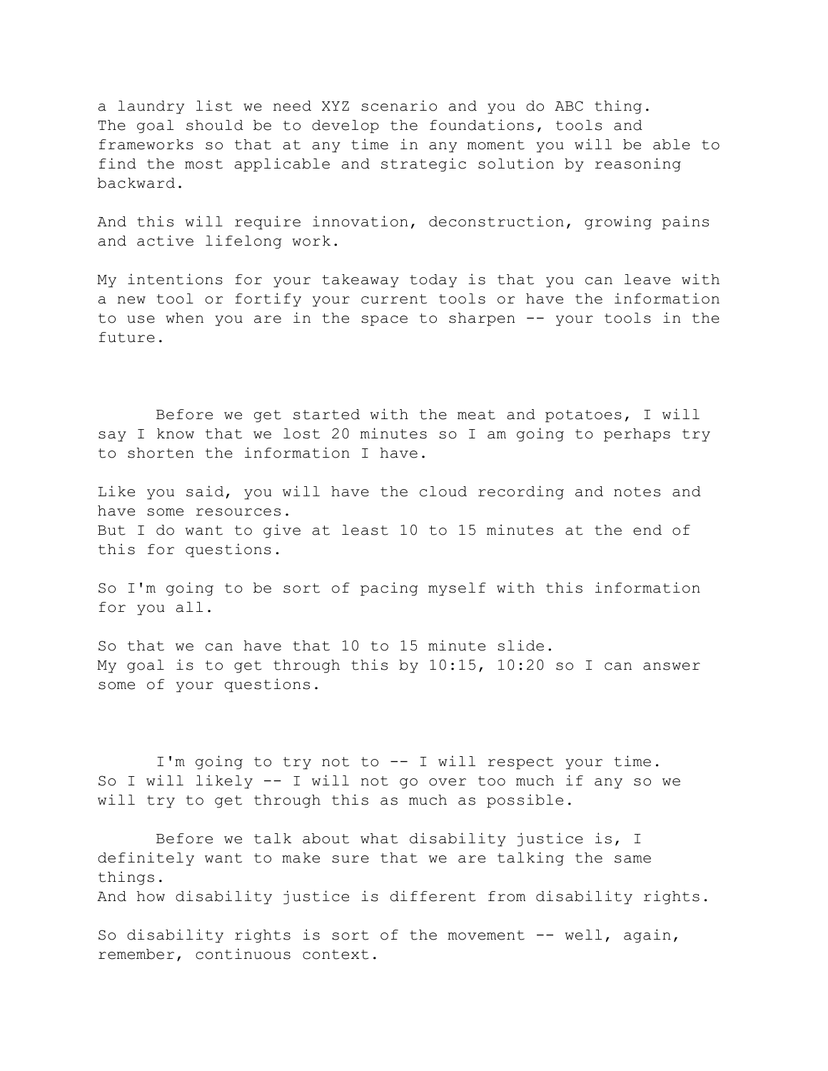a laundry list we need XYZ scenario and you do ABC thing.
The goal should be to develop the foundations, tools and frameworks so that at any time in any moment you will be able to find the most applicable and strategic solution by reasoning backward.

And this will require innovation, deconstruction, growing pains and active lifelong work.

My intentions for your takeaway today is that you can leave with a new tool or fortify your current tools or have the information to use when you are in the space to sharpen -- your tools in the future.

Before we get started with the meat and potatoes, I will say I know that we lost 20 minutes so I am going to perhaps try to shorten the information I have.

Like you said, you will have the cloud recording and notes and have some resources.
But I do want to give at least 10 to 15 minutes at the end of this for questions.

So I'm going to be sort of pacing myself with this information for you all.

So that we can have that 10 to 15 minute slide.
My goal is to get through this by 10:15, 10:20 so I can answer some of your questions.

I'm going to try not to -- I will respect your time.
So I will likely -- I will not go over too much if any so we will try to get through this as much as possible.

Before we talk about what disability justice is, I definitely want to make sure that we are talking the same things.
And how disability justice is different from disability rights.

So disability rights is sort of the movement -- well, again, remember, continuous context.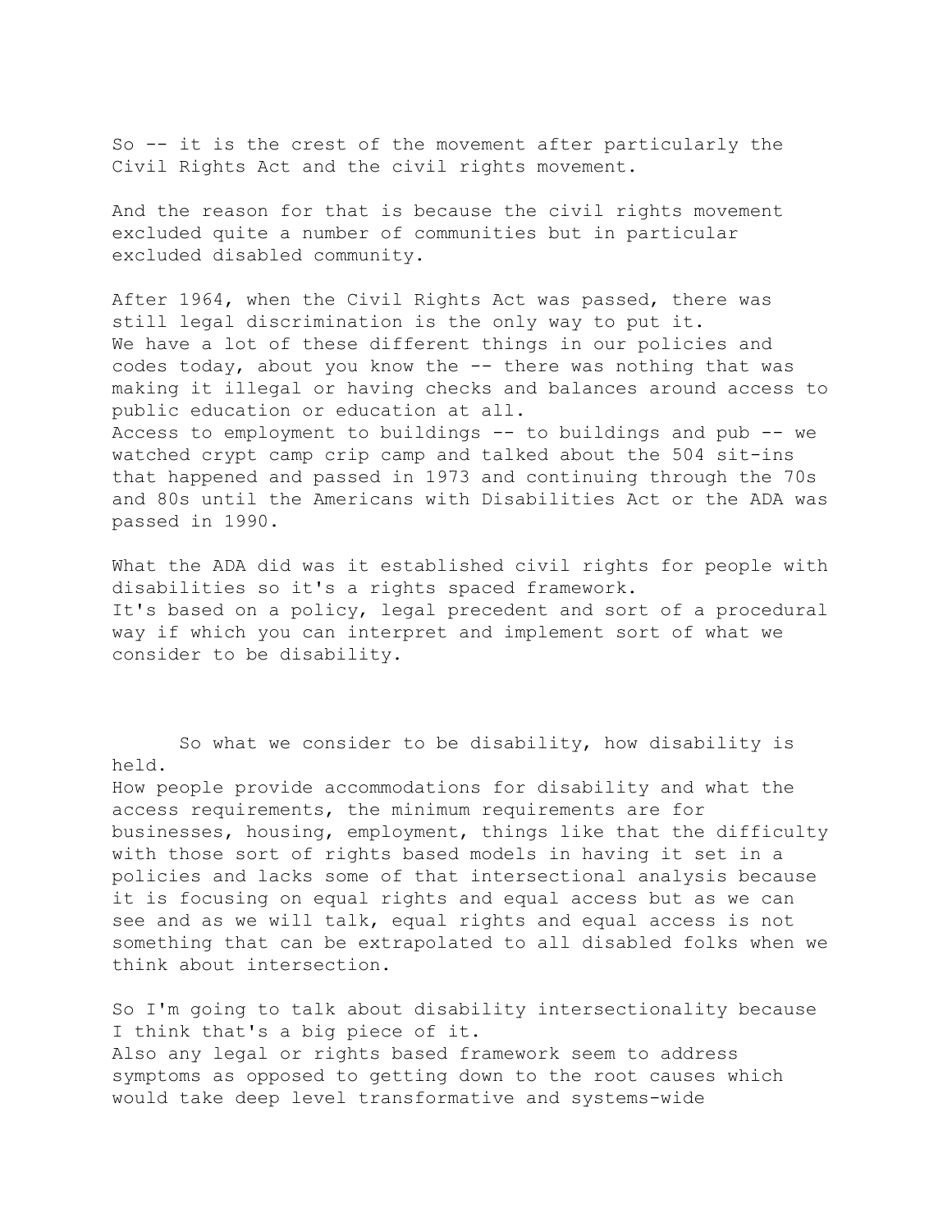So -- it is the crest of the movement after particularly the Civil Rights Act and the civil rights movement.

And the reason for that is because the civil rights movement excluded quite a number of communities but in particular excluded disabled community.

After 1964, when the Civil Rights Act was passed, there was still legal discrimination is the only way to put it.
We have a lot of these different things in our policies and codes today, about you know the -- there was nothing that was making it illegal or having checks and balances around access to public education or education at all.
Access to employment to buildings -- to buildings and pub -- we watched crypt camp crip camp and talked about the 504 sit-ins that happened and passed in 1973 and continuing through the 70s and 80s until the Americans with Disabilities Act or the ADA was passed in 1990.

What the ADA did was it established civil rights for people with disabilities so it's a rights spaced framework.
It's based on a policy, legal precedent and sort of a procedural way if which you can interpret and implement sort of what we consider to be disability.

So what we consider to be disability, how disability is held.
How people provide accommodations for disability and what the access requirements, the minimum requirements are for businesses, housing, employment, things like that the difficulty with those sort of rights based models in having it set in a policies and lacks some of that intersectional analysis because it is focusing on equal rights and equal access but as we can see and as we will talk, equal rights and equal access is not something that can be extrapolated to all disabled folks when we think about intersection.

So I'm going to talk about disability intersectionality because I think that's a big piece of it.
Also any legal or rights based framework seem to address symptoms as opposed to getting down to the root causes which would take deep level transformative and systems-wide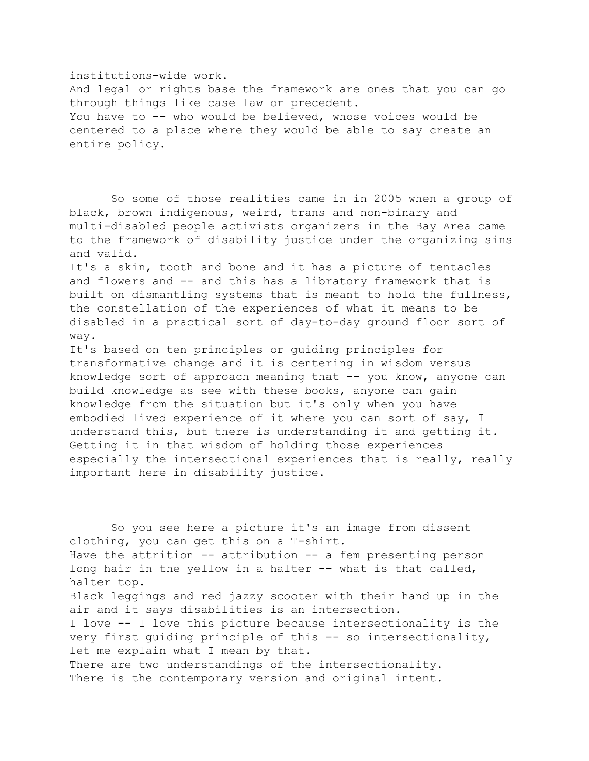institutions-wide work.
And legal or rights base the framework are ones that you can go through things like case law or precedent.
You have to -- who would be believed, whose voices would be centered to a place where they would be able to say create an entire policy.

So some of those realities came in in 2005 when a group of black, brown indigenous, weird, trans and non-binary and multi-disabled people activists organizers in the Bay Area came to the framework of disability justice under the organizing sins and valid.
It's a skin, tooth and bone and it has a picture of tentacles and flowers and -- and this has a libratory framework that is built on dismantling systems that is meant to hold the fullness, the constellation of the experiences of what it means to be disabled in a practical sort of day-to-day ground floor sort of way.
It's based on ten principles or guiding principles for transformative change and it is centering in wisdom versus knowledge sort of approach meaning that -- you know, anyone can build knowledge as see with these books, anyone can gain knowledge from the situation but it's only when you have embodied lived experience of it where you can sort of say, I understand this, but there is understanding it and getting it. Getting it in that wisdom of holding those experiences especially the intersectional experiences that is really, really important here in disability justice.

So you see here a picture it's an image from dissent clothing, you can get this on a T-shirt.
Have the attrition -- attribution -- a fem presenting person long hair in the yellow in a halter -- what is that called, halter top.
Black leggings and red jazzy scooter with their hand up in the air and it says disabilities is an intersection.
I love -- I love this picture because intersectionality is the very first guiding principle of this -- so intersectionality, let me explain what I mean by that.
There are two understandings of the intersectionality.
There is the contemporary version and original intent.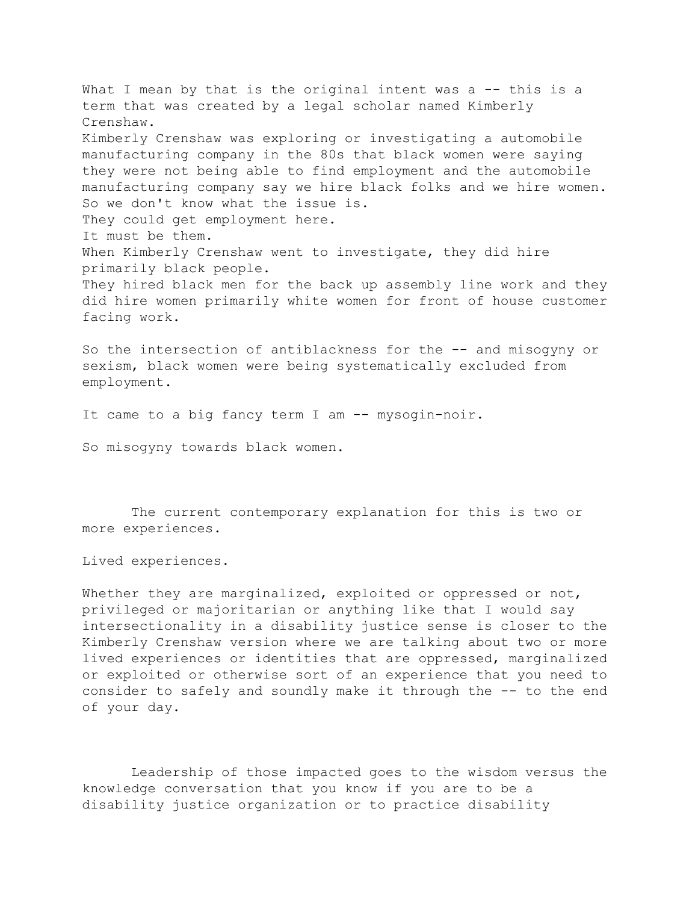What I mean by that is the original intent was a -- this is a term that was created by a legal scholar named Kimberly Crenshaw.
Kimberly Crenshaw was exploring or investigating a automobile manufacturing company in the 80s that black women were saying they were not being able to find employment and the automobile manufacturing company say we hire black folks and we hire women.
So we don't know what the issue is.
They could get employment here.
It must be them.
When Kimberly Crenshaw went to investigate, they did hire primarily black people.
They hired black men for the back up assembly line work and they did hire women primarily white women for front of house customer facing work.

So the intersection of antiblackness for the -- and misogyny or sexism, black women were being systematically excluded from employment.

It came to a big fancy term I am -- mysogin-noir.

So misogyny towards black women.

The current contemporary explanation for this is two or more experiences.

Lived experiences.

Whether they are marginalized, exploited or oppressed or not, privileged or majoritarian or anything like that I would say intersectionality in a disability justice sense is closer to the Kimberly Crenshaw version where we are talking about two or more lived experiences or identities that are oppressed, marginalized or exploited or otherwise sort of an experience that you need to consider to safely and soundly make it through the -- to the end of your day.

Leadership of those impacted goes to the wisdom versus the knowledge conversation that you know if you are to be a disability justice organization or to practice disability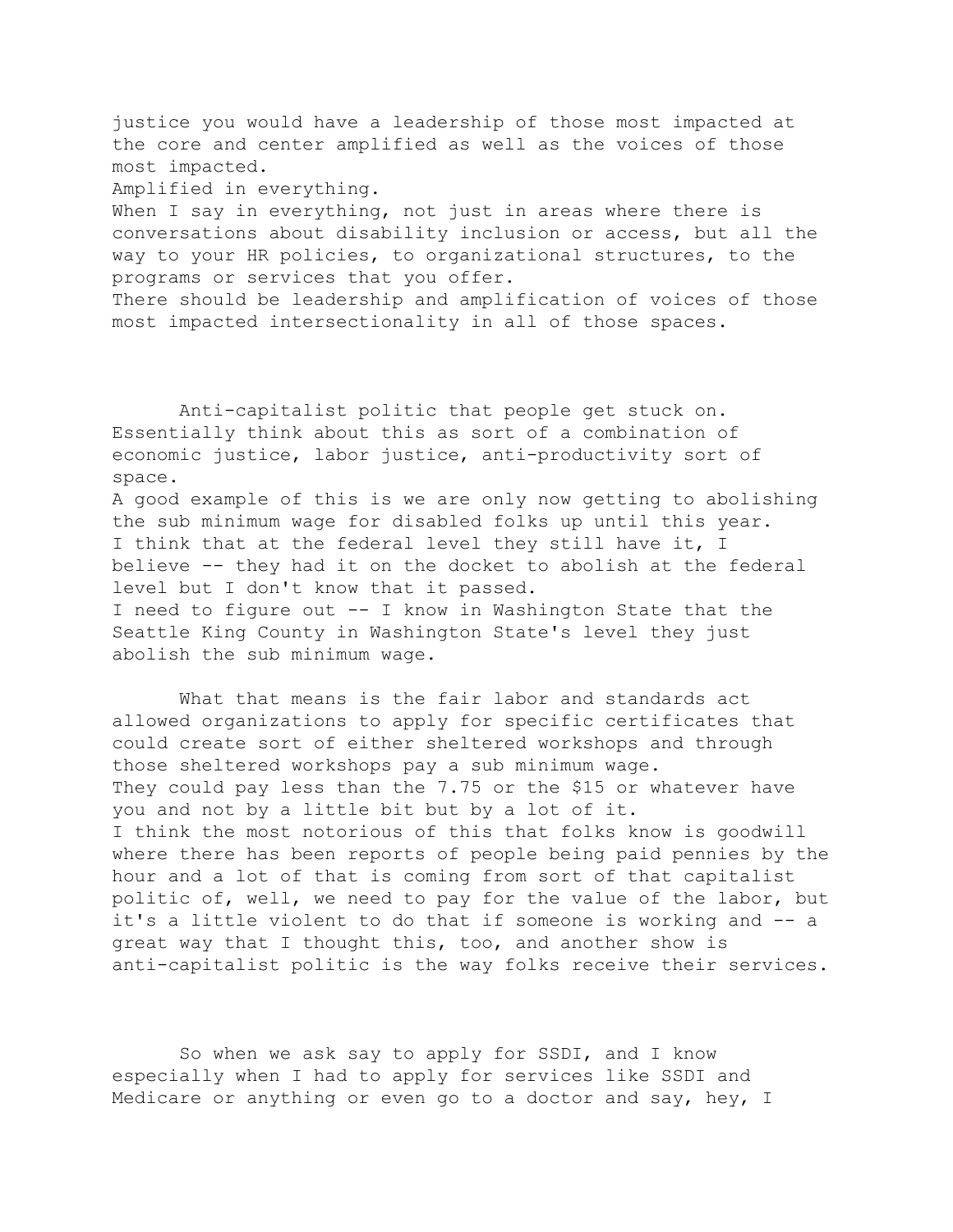justice you would have a leadership of those most impacted at the core and center amplified as well as the voices of those most impacted.
Amplified in everything.
When I say in everything, not just in areas where there is conversations about disability inclusion or access, but all the way to your HR policies, to organizational structures, to the programs or services that you offer.
There should be leadership and amplification of voices of those most impacted intersectionality in all of those spaces.

Anti-capitalist politic that people get stuck on.
Essentially think about this as sort of a combination of economic justice, labor justice, anti-productivity sort of space.
A good example of this is we are only now getting to abolishing the sub minimum wage for disabled folks up until this year.
I think that at the federal level they still have it, I believe -- they had it on the docket to abolish at the federal level but I don't know that it passed.
I need to figure out -- I know in Washington State that the Seattle King County in Washington State's level they just abolish the sub minimum wage.

What that means is the fair labor and standards act allowed organizations to apply for specific certificates that could create sort of either sheltered workshops and through those sheltered workshops pay a sub minimum wage.
They could pay less than the 7.75 or the $15 or whatever have you and not by a little bit but by a lot of it.
I think the most notorious of this that folks know is goodwill where there has been reports of people being paid pennies by the hour and a lot of that is coming from sort of that capitalist politic of, well, we need to pay for the value of the labor, but it's a little violent to do that if someone is working and -- a great way that I thought this, too, and another show is anti-capitalist politic is the way folks receive their services.

So when we ask say to apply for SSDI, and I know especially when I had to apply for services like SSDI and Medicare or anything or even go to a doctor and say, hey, I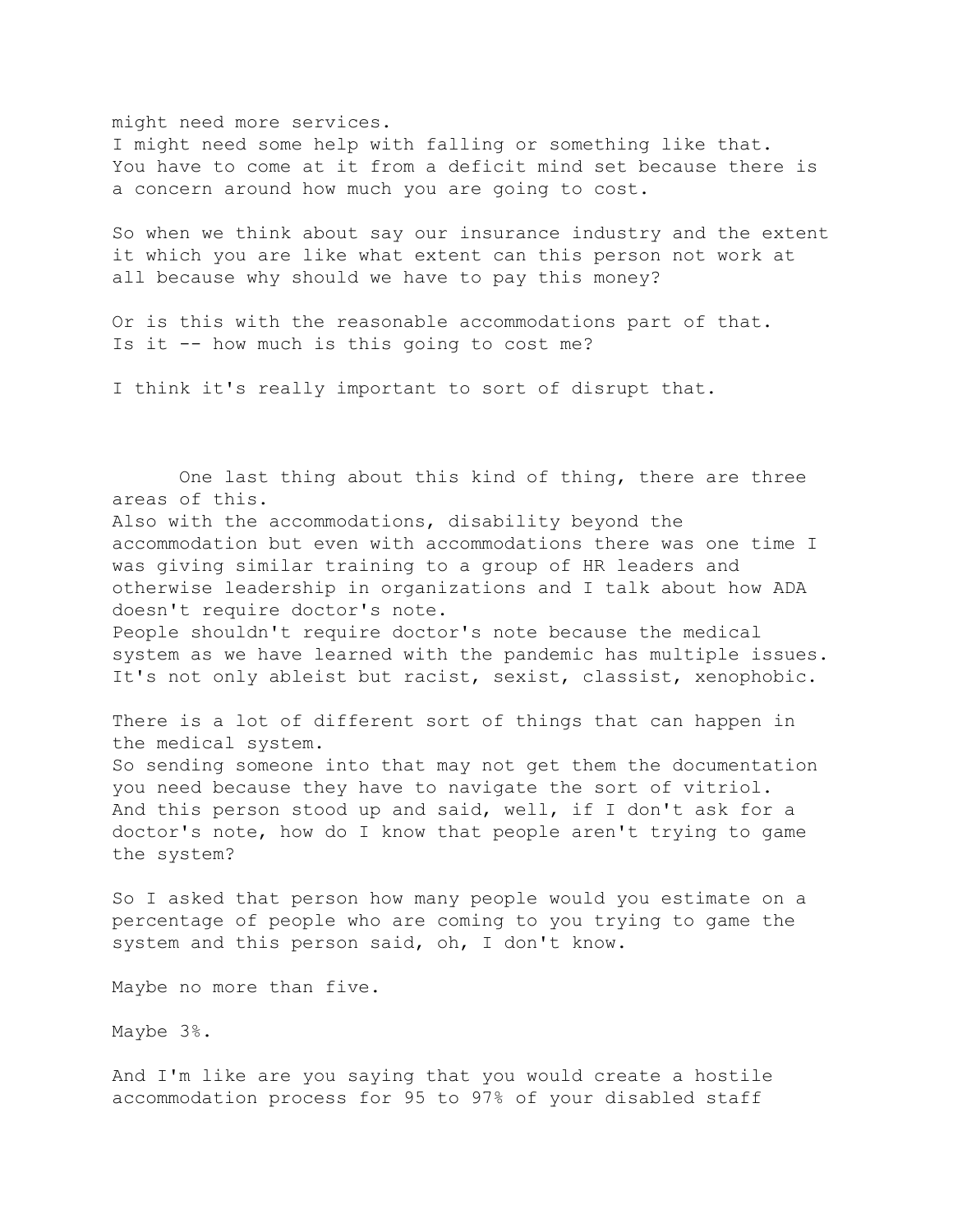might need more services.
I might need some help with falling or something like that.
You have to come at it from a deficit mind set because there is a concern around how much you are going to cost.

So when we think about say our insurance industry and the extent it which you are like what extent can this person not work at all because why should we have to pay this money?

Or is this with the reasonable accommodations part of that.
Is it -- how much is this going to cost me?

I think it's really important to sort of disrupt that.

One last thing about this kind of thing, there are three areas of this.
Also with the accommodations, disability beyond the accommodation but even with accommodations there was one time I was giving similar training to a group of HR leaders and otherwise leadership in organizations and I talk about how ADA doesn't require doctor's note.
People shouldn't require doctor's note because the medical system as we have learned with the pandemic has multiple issues.
It's not only ableist but racist, sexist, classist, xenophobic.

There is a lot of different sort of things that can happen in the medical system.
So sending someone into that may not get them the documentation you need because they have to navigate the sort of vitriol.
And this person stood up and said, well, if I don't ask for a doctor's note, how do I know that people aren't trying to game the system?

So I asked that person how many people would you estimate on a percentage of people who are coming to you trying to game the system and this person said, oh, I don't know.

Maybe no more than five.

Maybe 3%.

And I'm like are you saying that you would create a hostile accommodation process for 95 to 97% of your disabled staff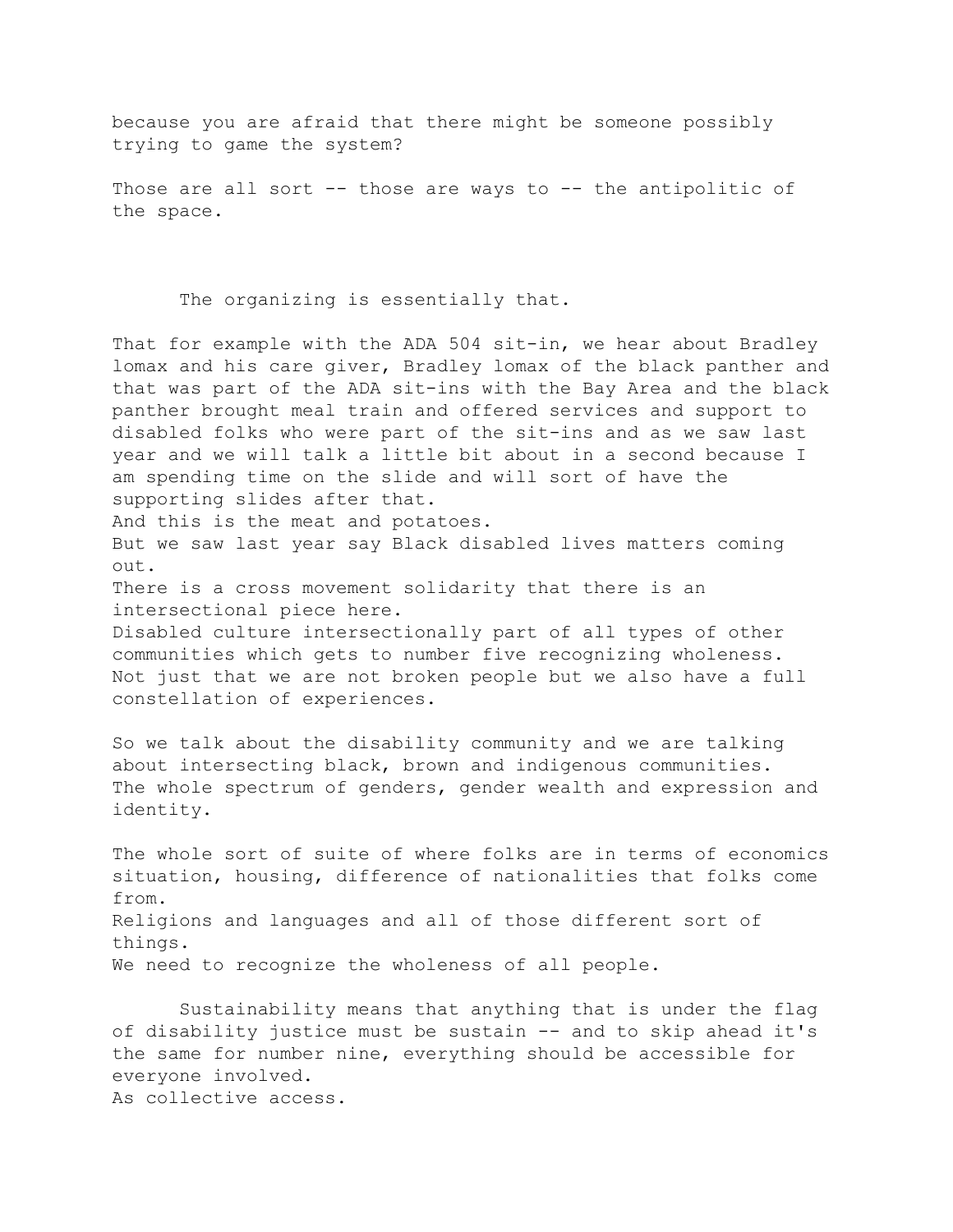because you are afraid that there might be someone possibly trying to game the system?

Those are all sort -- those are ways to -- the antipolitic of the space.

The organizing is essentially that.

That for example with the ADA 504 sit-in, we hear about Bradley lomax and his care giver, Bradley lomax of the black panther and that was part of the ADA sit-ins with the Bay Area and the black panther brought meal train and offered services and support to disabled folks who were part of the sit-ins and as we saw last year and we will talk a little bit about in a second because I am spending time on the slide and will sort of have the supporting slides after that.
And this is the meat and potatoes.
But we saw last year say Black disabled lives matters coming out.
There is a cross movement solidarity that there is an intersectional piece here.
Disabled culture intersectionally part of all types of other communities which gets to number five recognizing wholeness.
Not just that we are not broken people but we also have a full constellation of experiences.

So we talk about the disability community and we are talking about intersecting black, brown and indigenous communities.
The whole spectrum of genders, gender wealth and expression and identity.

The whole sort of suite of where folks are in terms of economics situation, housing, difference of nationalities that folks come from.
Religions and languages and all of those different sort of things.
We need to recognize the wholeness of all people.

Sustainability means that anything that is under the flag of disability justice must be sustain -- and to skip ahead it's the same for number nine, everything should be accessible for everyone involved.
As collective access.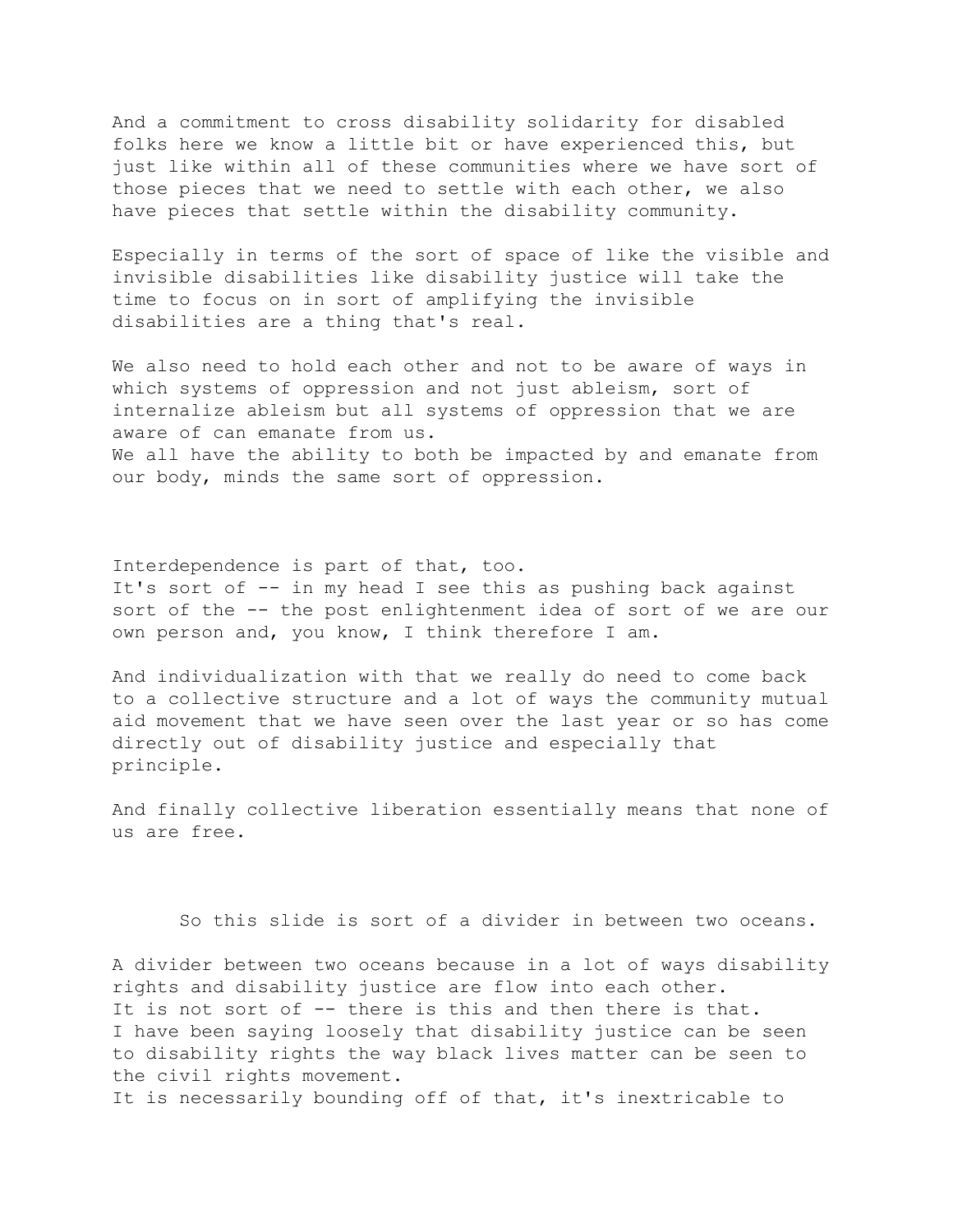And a commitment to cross disability solidarity for disabled folks here we know a little bit or have experienced this, but just like within all of these communities where we have sort of those pieces that we need to settle with each other, we also have pieces that settle within the disability community.

Especially in terms of the sort of space of like the visible and invisible disabilities like disability justice will take the time to focus on in sort of amplifying the invisible disabilities are a thing that's real.

We also need to hold each other and not to be aware of ways in which systems of oppression and not just ableism, sort of internalize ableism but all systems of oppression that we are aware of can emanate from us.
We all have the ability to both be impacted by and emanate from our body, minds the same sort of oppression.

Interdependence is part of that, too.
It's sort of -- in my head I see this as pushing back against sort of the -- the post enlightenment idea of sort of we are our own person and, you know, I think therefore I am.

And individualization with that we really do need to come back to a collective structure and a lot of ways the community mutual aid movement that we have seen over the last year or so has come directly out of disability justice and especially that principle.

And finally collective liberation essentially means that none of us are free.

So this slide is sort of a divider in between two oceans.

A divider between two oceans because in a lot of ways disability rights and disability justice are flow into each other.
It is not sort of -- there is this and then there is that.
I have been saying loosely that disability justice can be seen to disability rights the way black lives matter can be seen to the civil rights movement.
It is necessarily bounding off of that, it's inextricable to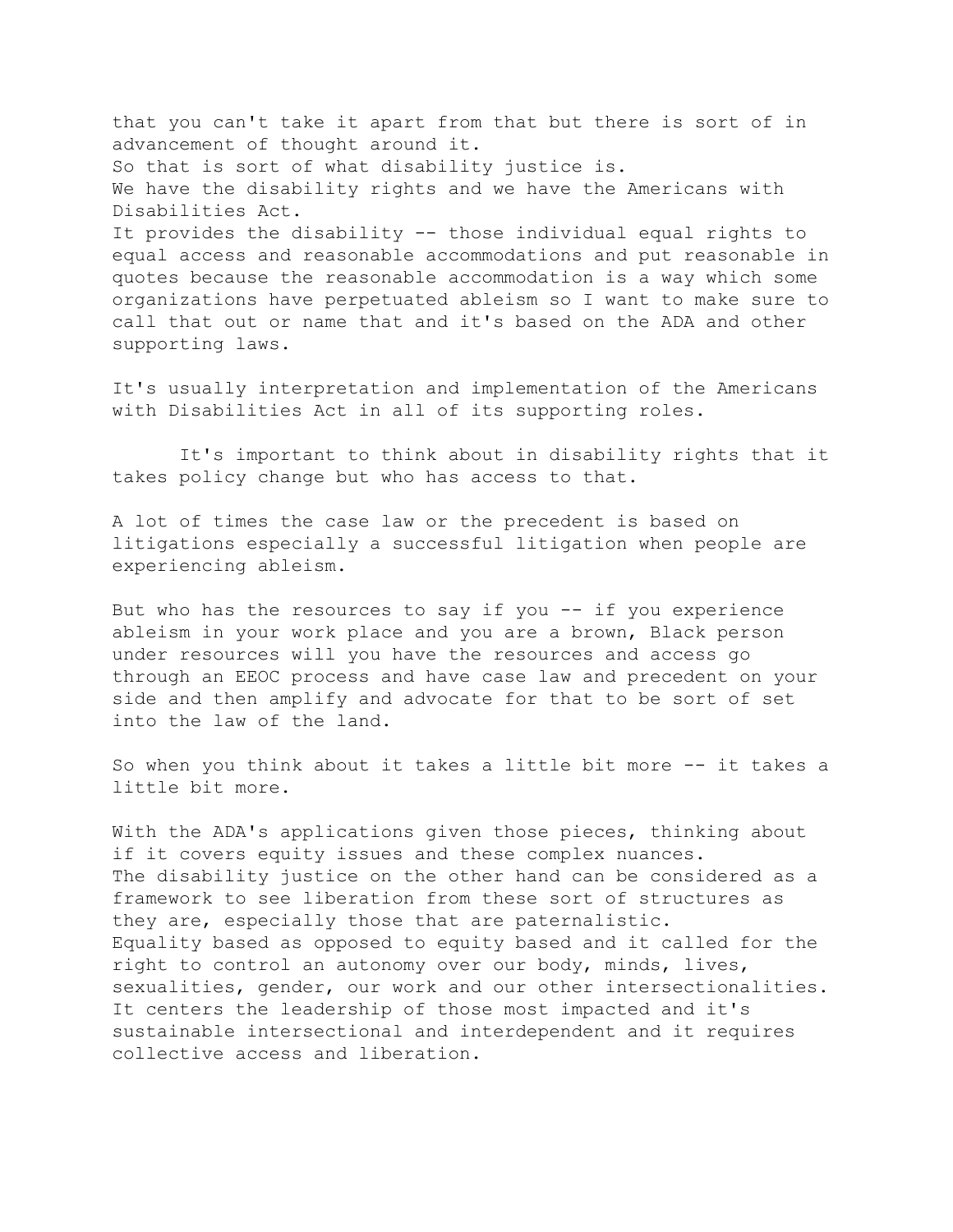that you can't take it apart from that but there is sort of in advancement of thought around it.
So that is sort of what disability justice is.
We have the disability rights and we have the Americans with Disabilities Act.
It provides the disability -- those individual equal rights to equal access and reasonable accommodations and put reasonable in quotes because the reasonable accommodation is a way which some organizations have perpetuated ableism so I want to make sure to call that out or name that and it's based on the ADA and other supporting laws.

It's usually interpretation and implementation of the Americans with Disabilities Act in all of its supporting roles.

It's important to think about in disability rights that it takes policy change but who has access to that.

A lot of times the case law or the precedent is based on litigations especially a successful litigation when people are experiencing ableism.

But who has the resources to say if you -- if you experience ableism in your work place and you are a brown, Black person under resources will you have the resources and access go through an EEOC process and have case law and precedent on your side and then amplify and advocate for that to be sort of set into the law of the land.

So when you think about it takes a little bit more -- it takes a little bit more.

With the ADA's applications given those pieces, thinking about if it covers equity issues and these complex nuances.
The disability justice on the other hand can be considered as a framework to see liberation from these sort of structures as they are, especially those that are paternalistic.
Equality based as opposed to equity based and it called for the right to control an autonomy over our body, minds, lives, sexualities, gender, our work and our other intersectionalities.
It centers the leadership of those most impacted and it's sustainable intersectional and interdependent and it requires collective access and liberation.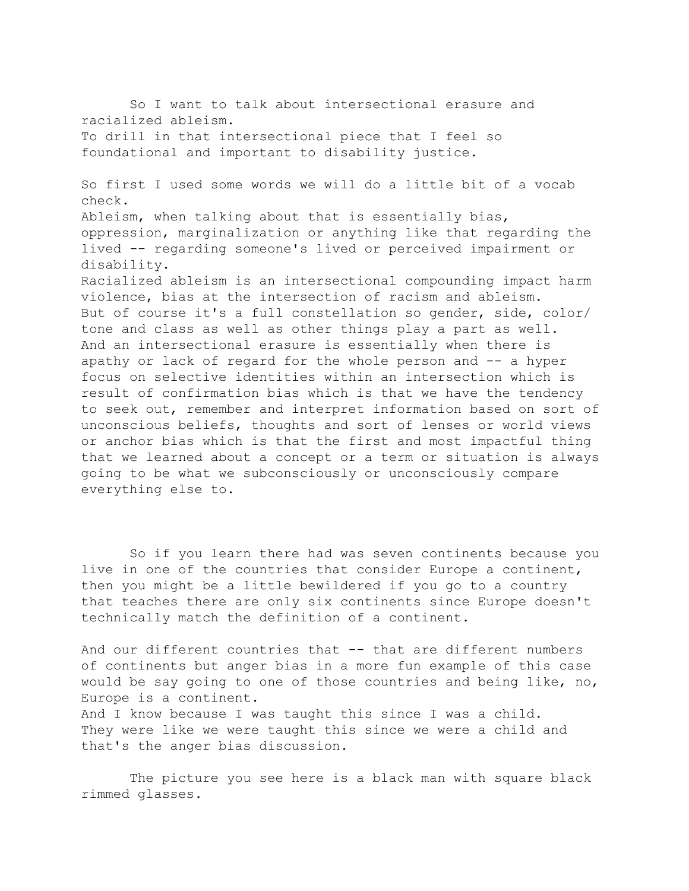So I want to talk about intersectional erasure and racialized ableism.
To drill in that intersectional piece that I feel so foundational and important to disability justice.

So first I used some words we will do a little bit of a vocab check.
Ableism, when talking about that is essentially bias, oppression, marginalization or anything like that regarding the lived -- regarding someone's lived or perceived impairment or disability.
Racialized ableism is an intersectional compounding impact harm violence, bias at the intersection of racism and ableism.
But of course it's a full constellation so gender, side, color/ tone and class as well as other things play a part as well.
And an intersectional erasure is essentially when there is apathy or lack of regard for the whole person and -- a hyper focus on selective identities within an intersection which is result of confirmation bias which is that we have the tendency to seek out, remember and interpret information based on sort of unconscious beliefs, thoughts and sort of lenses or world views or anchor bias which is that the first and most impactful thing that we learned about a concept or a term or situation is always going to be what we subconsciously or unconsciously compare everything else to.

So if you learn there had was seven continents because you live in one of the countries that consider Europe a continent, then you might be a little bewildered if you go to a country that teaches there are only six continents since Europe doesn't technically match the definition of a continent.

And our different countries that -- that are different numbers of continents but anger bias in a more fun example of this case would be say going to one of those countries and being like, no, Europe is a continent.
And I know because I was taught this since I was a child.
They were like we were taught this since we were a child and that's the anger bias discussion.

The picture you see here is a black man with square black rimmed glasses.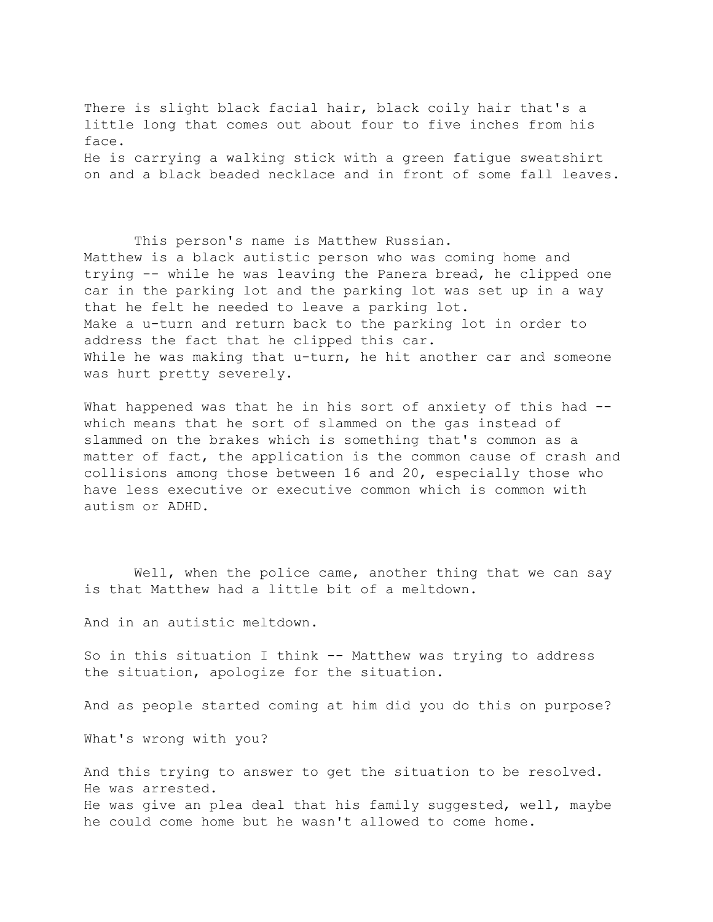There is slight black facial hair, black coily hair that's a little long that comes out about four to five inches from his face.
He is carrying a walking stick with a green fatigue sweatshirt on and a black beaded necklace and in front of some fall leaves.

This person's name is Matthew Russian.
Matthew is a black autistic person who was coming home and trying -- while he was leaving the Panera bread, he clipped one car in the parking lot and the parking lot was set up in a way that he felt he needed to leave a parking lot.
Make a u-turn and return back to the parking lot in order to address the fact that he clipped this car.
While he was making that u-turn, he hit another car and someone was hurt pretty severely.

What happened was that he in his sort of anxiety of this had -- which means that he sort of slammed on the gas instead of slammed on the brakes which is something that's common as a matter of fact, the application is the common cause of crash and collisions among those between 16 and 20, especially those who have less executive or executive common which is common with autism or ADHD.

Well, when the police came, another thing that we can say is that Matthew had a little bit of a meltdown.

And in an autistic meltdown.

So in this situation I think -- Matthew was trying to address the situation, apologize for the situation.

And as people started coming at him did you do this on purpose?

What's wrong with you?

And this trying to answer to get the situation to be resolved.
He was arrested.
He was give an plea deal that his family suggested, well, maybe he could come home but he wasn't allowed to come home.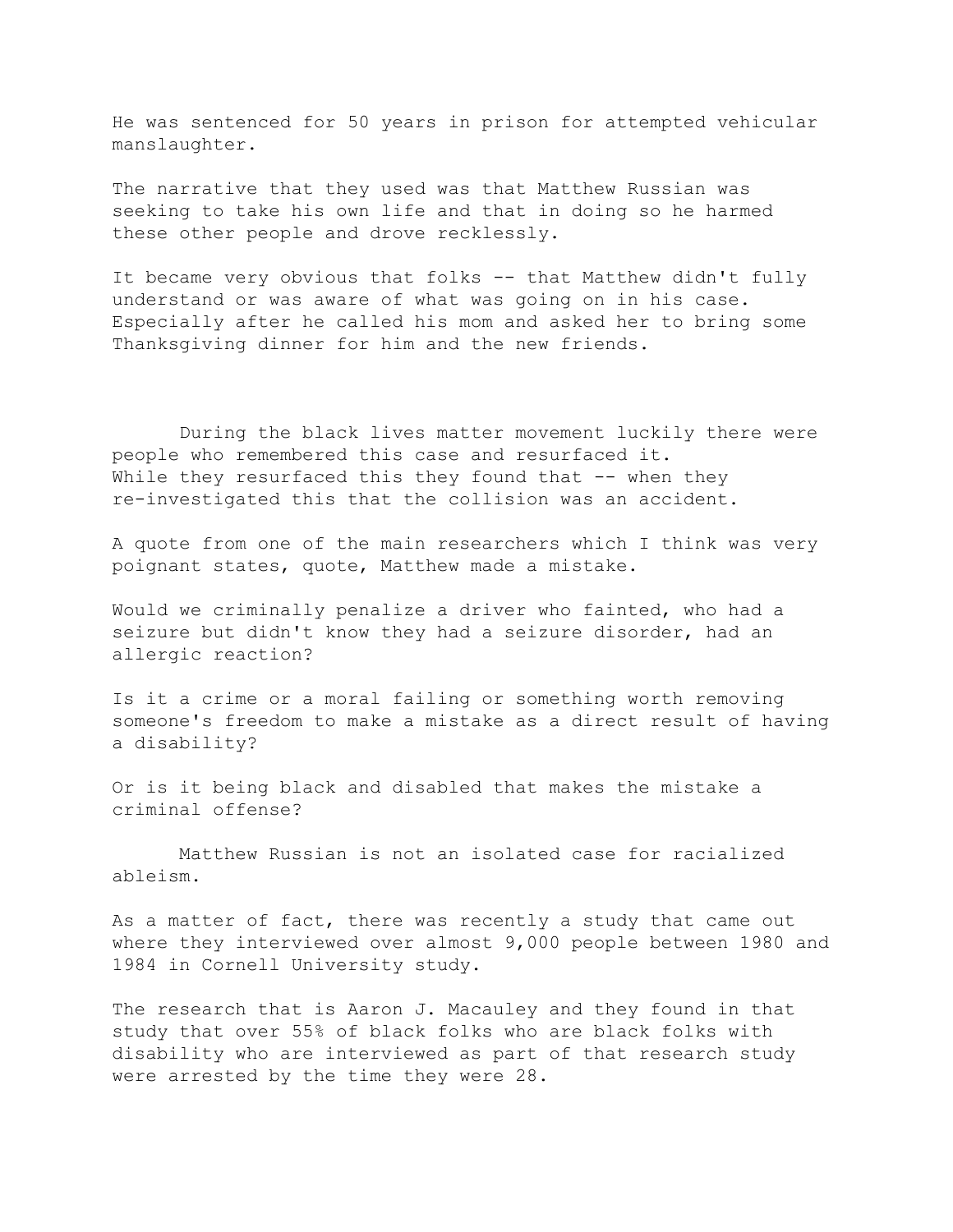He was sentenced for 50 years in prison for attempted vehicular manslaughter.

The narrative that they used was that Matthew Russian was seeking to take his own life and that in doing so he harmed these other people and drove recklessly.

It became very obvious that folks -- that Matthew didn't fully understand or was aware of what was going on in his case. Especially after he called his mom and asked her to bring some Thanksgiving dinner for him and the new friends.

During the black lives matter movement luckily there were people who remembered this case and resurfaced it. While they resurfaced this they found that -- when they re-investigated this that the collision was an accident.

A quote from one of the main researchers which I think was very poignant states, quote, Matthew made a mistake.

Would we criminally penalize a driver who fainted, who had a seizure but didn't know they had a seizure disorder, had an allergic reaction?

Is it a crime or a moral failing or something worth removing someone's freedom to make a mistake as a direct result of having a disability?

Or is it being black and disabled that makes the mistake a criminal offense?

Matthew Russian is not an isolated case for racialized ableism.

As a matter of fact, there was recently a study that came out where they interviewed over almost 9,000 people between 1980 and 1984 in Cornell University study.

The research that is Aaron J. Macauley and they found in that study that over 55% of black folks who are black folks with disability who are interviewed as part of that research study were arrested by the time they were 28.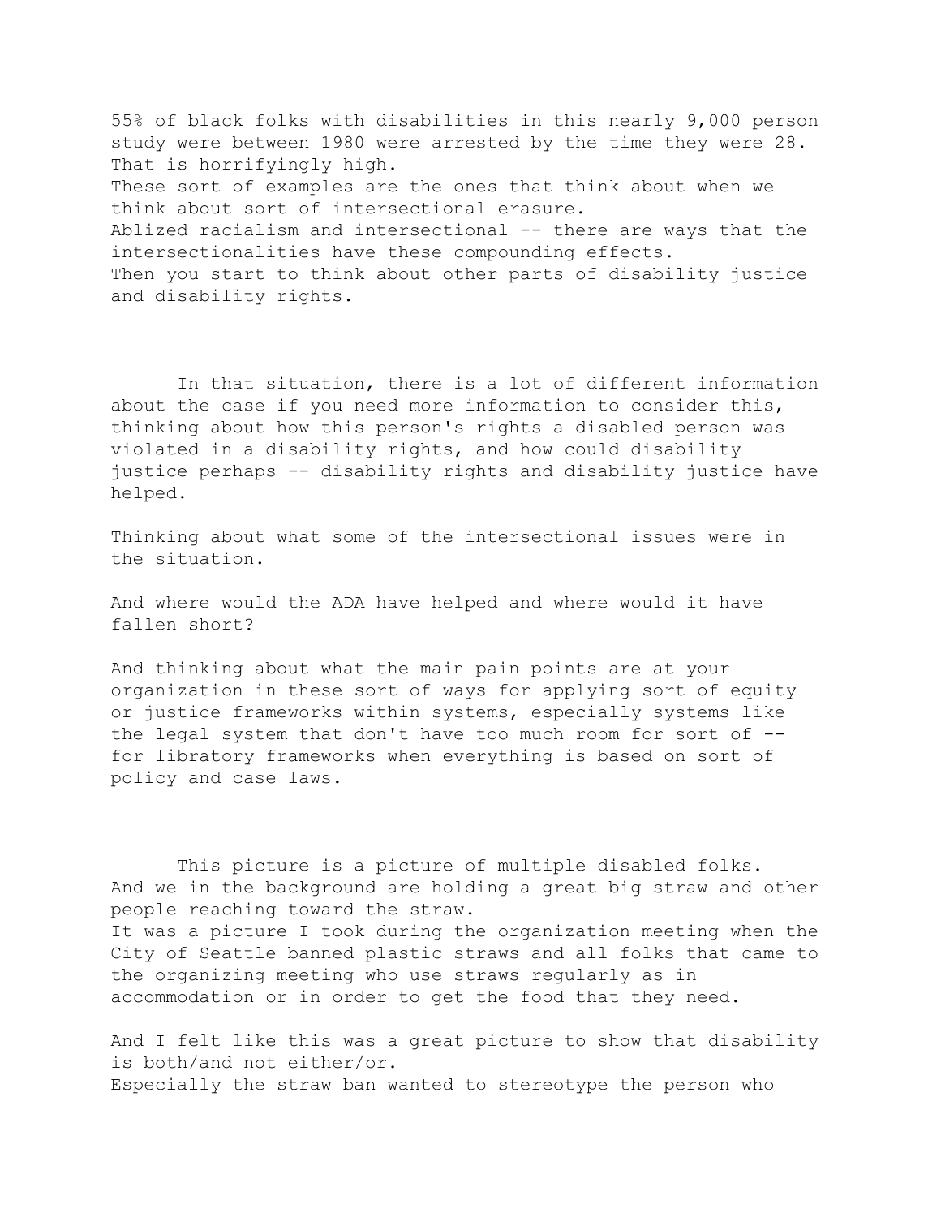55% of black folks with disabilities in this nearly 9,000 person study were between 1980 were arrested by the time they were 28.
That is horrifyingly high.
These sort of examples are the ones that think about when we think about sort of intersectional erasure.
Ablized racialism and intersectional -- there are ways that the intersectionalities have these compounding effects.
Then you start to think about other parts of disability justice and disability rights.

In that situation, there is a lot of different information about the case if you need more information to consider this, thinking about how this person's rights a disabled person was violated in a disability rights, and how could disability justice perhaps -- disability rights and disability justice have helped.

Thinking about what some of the intersectional issues were in the situation.

And where would the ADA have helped and where would it have fallen short?

And thinking about what the main pain points are at your organization in these sort of ways for applying sort of equity or justice frameworks within systems, especially systems like the legal system that don't have too much room for sort of -- for libratory frameworks when everything is based on sort of policy and case laws.

This picture is a picture of multiple disabled folks.
And we in the background are holding a great big straw and other people reaching toward the straw.
It was a picture I took during the organization meeting when the City of Seattle banned plastic straws and all folks that came to the organizing meeting who use straws regularly as in accommodation or in order to get the food that they need.

And I felt like this was a great picture to show that disability is both/and not either/or.
Especially the straw ban wanted to stereotype the person who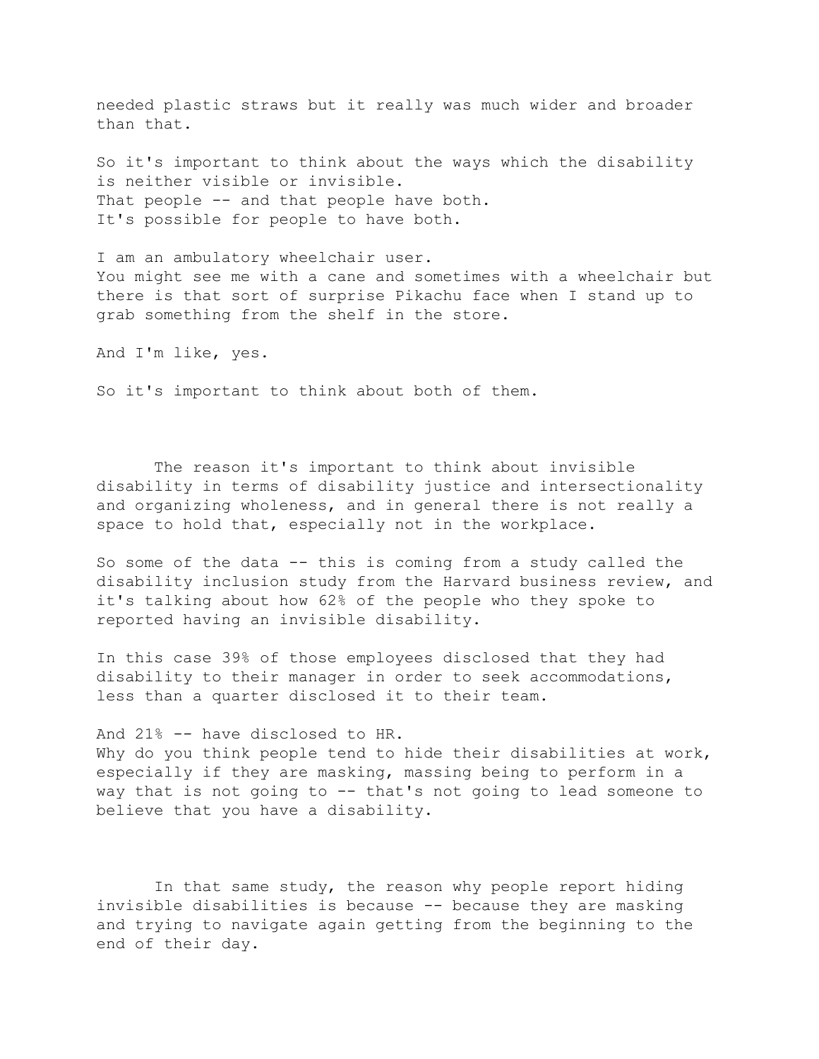needed plastic straws but it really was much wider and broader than that.

So it's important to think about the ways which the disability is neither visible or invisible.
That people -- and that people have both.
It's possible for people to have both.

I am an ambulatory wheelchair user.
You might see me with a cane and sometimes with a wheelchair but there is that sort of surprise Pikachu face when I stand up to grab something from the shelf in the store.

And I'm like, yes.

So it's important to think about both of them.

The reason it's important to think about invisible disability in terms of disability justice and intersectionality and organizing wholeness, and in general there is not really a space to hold that, especially not in the workplace.

So some of the data -- this is coming from a study called the disability inclusion study from the Harvard business review, and it's talking about how 62% of the people who they spoke to reported having an invisible disability.

In this case 39% of those employees disclosed that they had disability to their manager in order to seek accommodations, less than a quarter disclosed it to their team.

And 21% -- have disclosed to HR.
Why do you think people tend to hide their disabilities at work, especially if they are masking, massing being to perform in a way that is not going to -- that's not going to lead someone to believe that you have a disability.

In that same study, the reason why people report hiding invisible disabilities is because -- because they are masking and trying to navigate again getting from the beginning to the end of their day.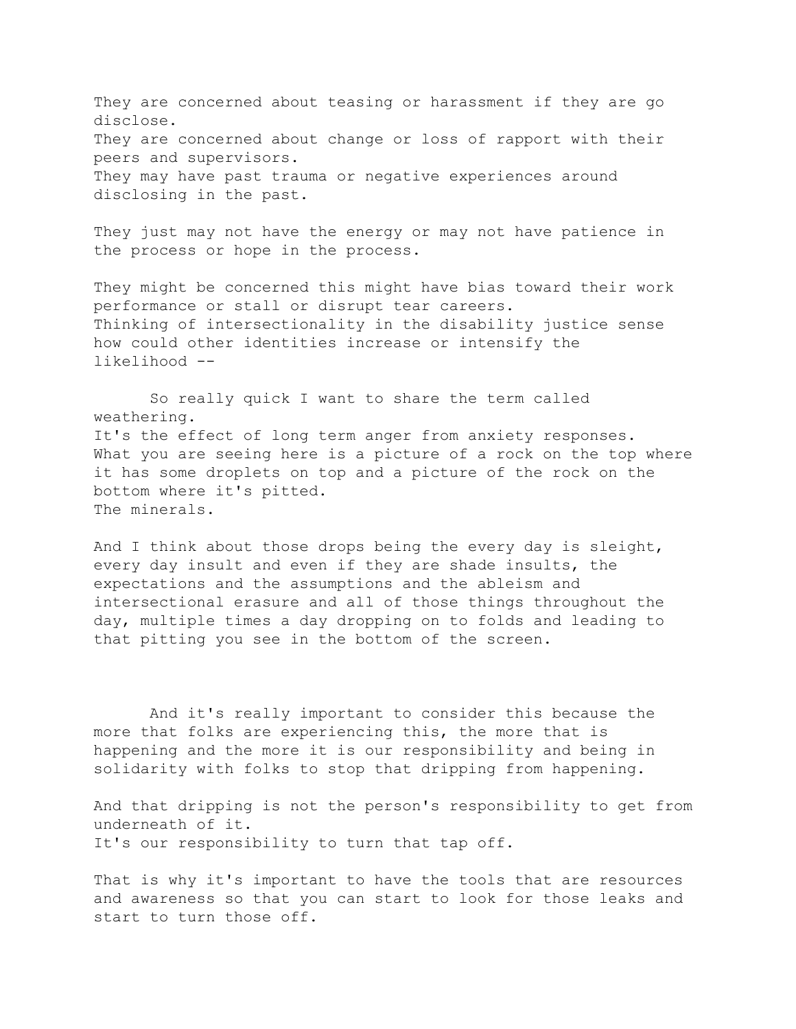They are concerned about teasing or harassment if they are go disclose.
They are concerned about change or loss of rapport with their peers and supervisors.
They may have past trauma or negative experiences around disclosing in the past.

They just may not have the energy or may not have patience in the process or hope in the process.

They might be concerned this might have bias toward their work performance or stall or disrupt tear careers.
Thinking of intersectionality in the disability justice sense how could other identities increase or intensify the likelihood --

So really quick I want to share the term called weathering.
It's the effect of long term anger from anxiety responses.
What you are seeing here is a picture of a rock on the top where it has some droplets on top and a picture of the rock on the bottom where it's pitted.
The minerals.

And I think about those drops being the every day is sleight, every day insult and even if they are shade insults, the expectations and the assumptions and the ableism and intersectional erasure and all of those things throughout the day, multiple times a day dropping on to folds and leading to that pitting you see in the bottom of the screen.

And it's really important to consider this because the more that folks are experiencing this, the more that is happening and the more it is our responsibility and being in solidarity with folks to stop that dripping from happening.

And that dripping is not the person's responsibility to get from underneath of it.
It's our responsibility to turn that tap off.

That is why it's important to have the tools that are resources and awareness so that you can start to look for those leaks and start to turn those off.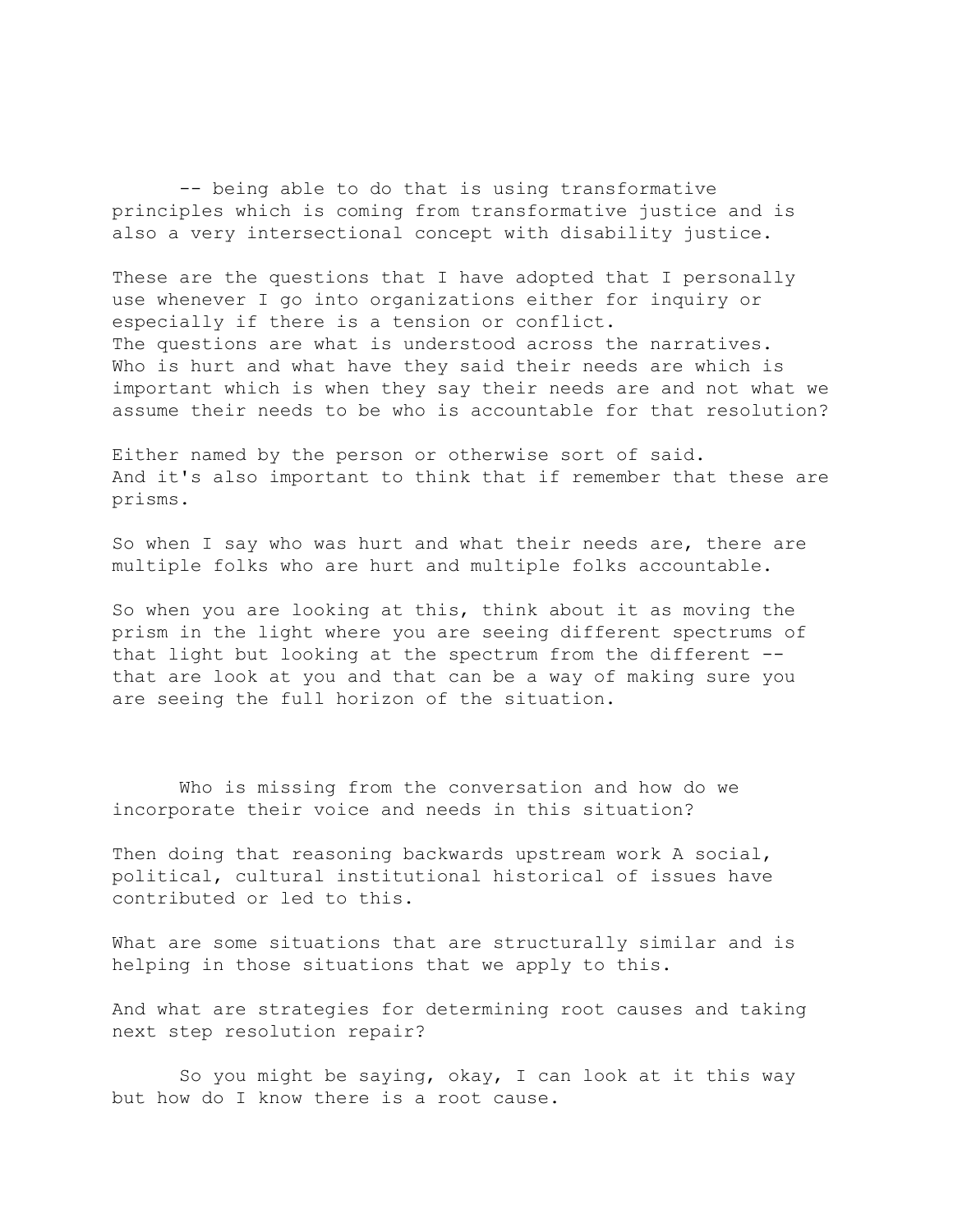-- being able to do that is using transformative principles which is coming from transformative justice and is also a very intersectional concept with disability justice.

These are the questions that I have adopted that I personally use whenever I go into organizations either for inquiry or especially if there is a tension or conflict.
The questions are what is understood across the narratives.
Who is hurt and what have they said their needs are which is important which is when they say their needs are and not what we assume their needs to be who is accountable for that resolution?

Either named by the person or otherwise sort of said.
And it's also important to think that if remember that these are prisms.

So when I say who was hurt and what their needs are, there are multiple folks who are hurt and multiple folks accountable.

So when you are looking at this, think about it as moving the prism in the light where you are seeing different spectrums of that light but looking at the spectrum from the different -- that are look at you and that can be a way of making sure you are seeing the full horizon of the situation.

Who is missing from the conversation and how do we incorporate their voice and needs in this situation?

Then doing that reasoning backwards upstream work A social, political, cultural institutional historical of issues have contributed or led to this.

What are some situations that are structurally similar and is helping in those situations that we apply to this.

And what are strategies for determining root causes and taking next step resolution repair?

So you might be saying, okay, I can look at it this way but how do I know there is a root cause.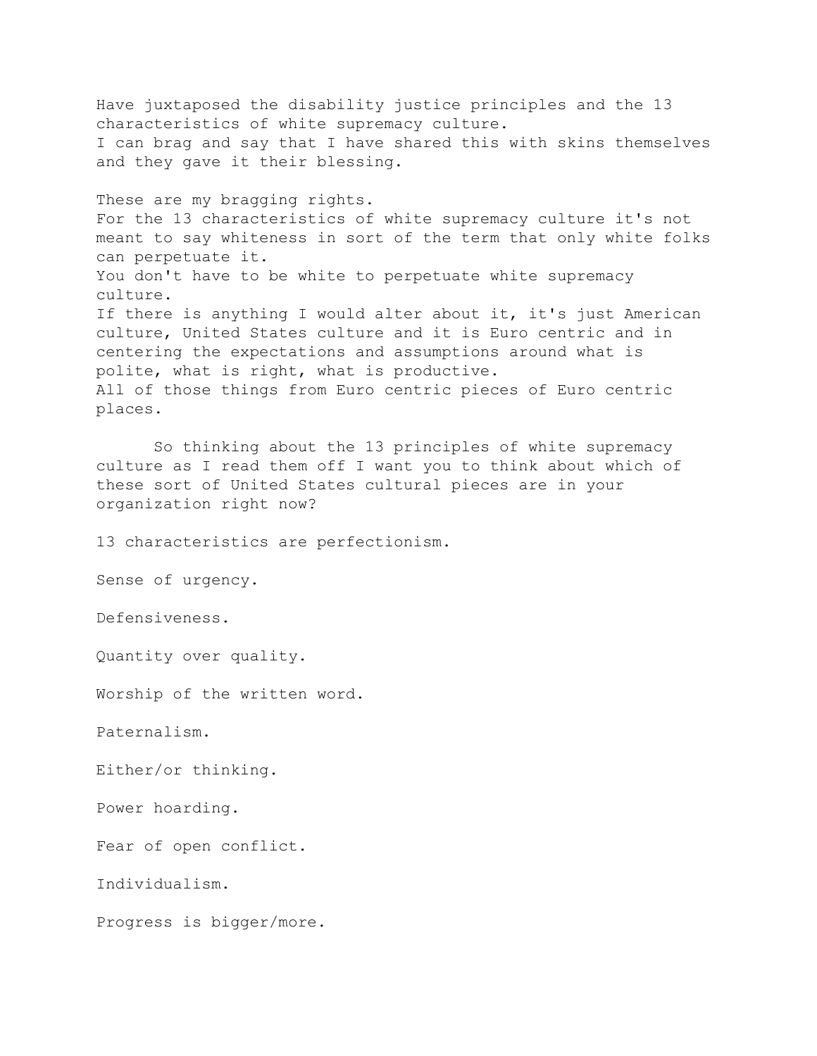Have juxtaposed the disability justice principles and the 13 characteristics of white supremacy culture.
I can brag and say that I have shared this with skins themselves and they gave it their blessing.

These are my bragging rights.
For the 13 characteristics of white supremacy culture it's not meant to say whiteness in sort of the term that only white folks can perpetuate it.
You don't have to be white to perpetuate white supremacy culture.
If there is anything I would alter about it, it's just American culture, United States culture and it is Euro centric and in centering the expectations and assumptions around what is polite, what is right, what is productive.
All of those things from Euro centric pieces of Euro centric places.

So thinking about the 13 principles of white supremacy culture as I read them off I want you to think about which of these sort of United States cultural pieces are in your organization right now?

13 characteristics are perfectionism.

Sense of urgency.

Defensiveness.

Quantity over quality.

Worship of the written word.

Paternalism.

Either/or thinking.

Power hoarding.

Fear of open conflict.

Individualism.

Progress is bigger/more.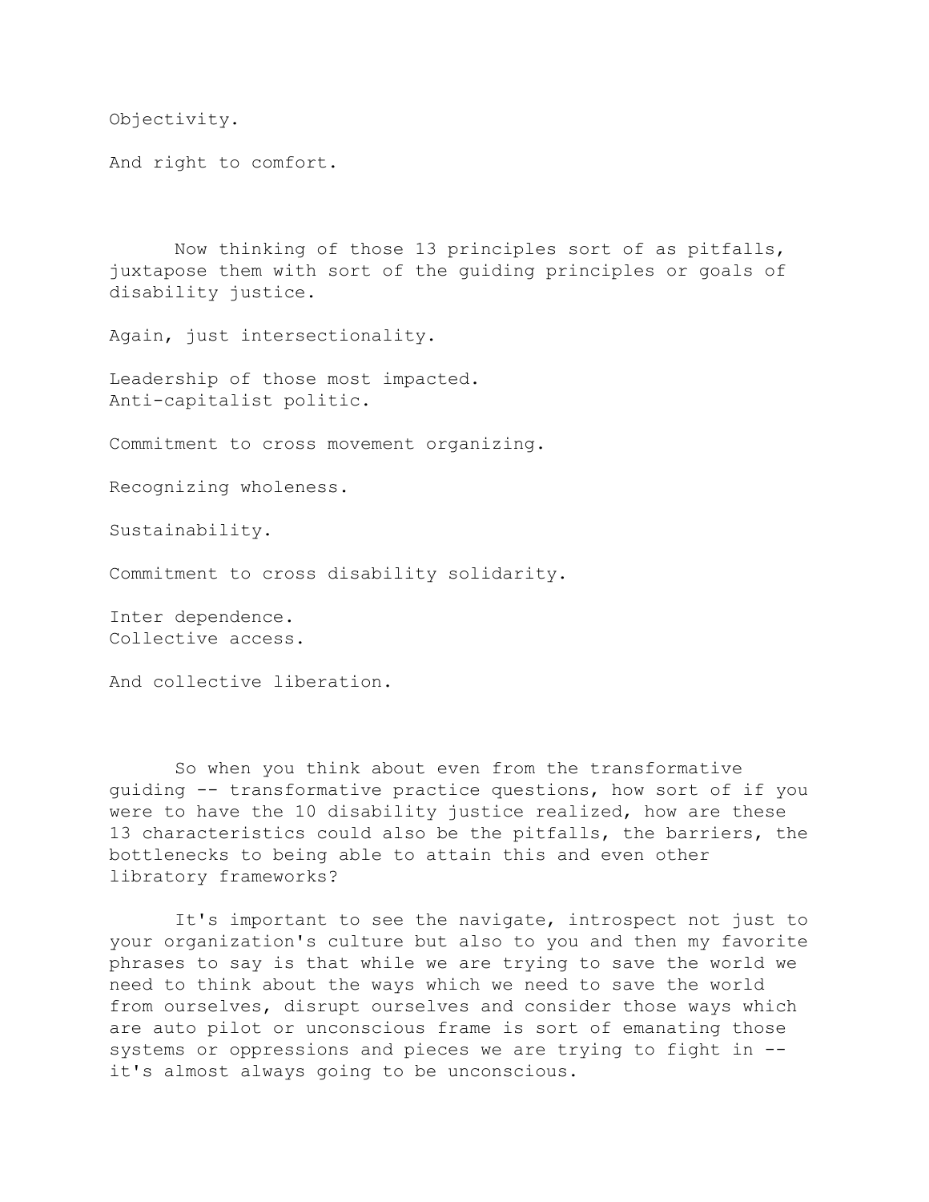Objectivity.

And right to comfort.

Now thinking of those 13 principles sort of as pitfalls, juxtapose them with sort of the guiding principles or goals of disability justice.

Again, just intersectionality.

Leadership of those most impacted.
Anti-capitalist politic.

Commitment to cross movement organizing.

Recognizing wholeness.

Sustainability.

Commitment to cross disability solidarity.

Inter dependence.
Collective access.

And collective liberation.

So when you think about even from the transformative guiding -- transformative practice questions, how sort of if you were to have the 10 disability justice realized, how are these 13 characteristics could also be the pitfalls, the barriers, the bottlenecks to being able to attain this and even other libratory frameworks?

It's important to see the navigate, introspect not just to your organization's culture but also to you and then my favorite phrases to say is that while we are trying to save the world we need to think about the ways which we need to save the world from ourselves, disrupt ourselves and consider those ways which are auto pilot or unconscious frame is sort of emanating those systems or oppressions and pieces we are trying to fight in -- it's almost always going to be unconscious.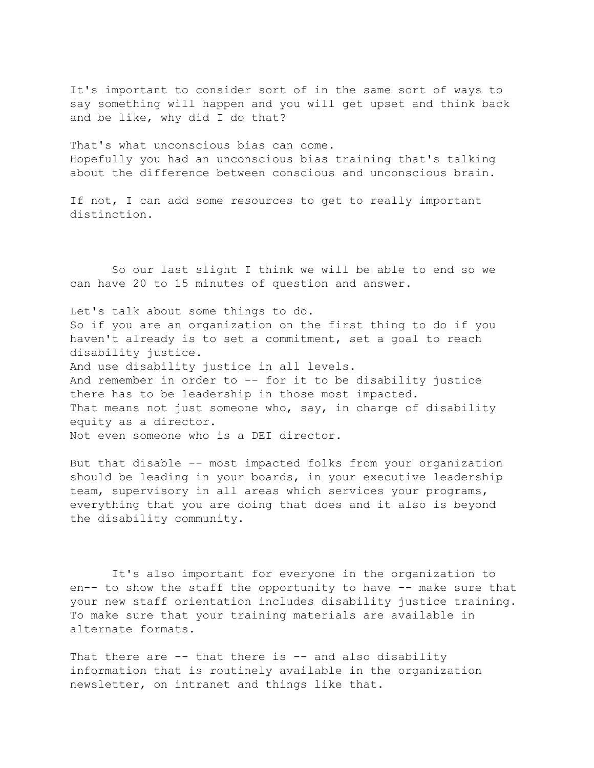It's important to consider sort of in the same sort of ways to say something will happen and you will get upset and think back and be like, why did I do that?

That's what unconscious bias can come.
Hopefully you had an unconscious bias training that's talking about the difference between conscious and unconscious brain.

If not, I can add some resources to get to really important distinction.

So our last slight I think we will be able to end so we can have 20 to 15 minutes of question and answer.

Let's talk about some things to do.
So if you are an organization on the first thing to do if you haven't already is to set a commitment, set a goal to reach disability justice.
And use disability justice in all levels.
And remember in order to -- for it to be disability justice there has to be leadership in those most impacted.
That means not just someone who, say, in charge of disability equity as a director.
Not even someone who is a DEI director.

But that disable -- most impacted folks from your organization should be leading in your boards, in your executive leadership team, supervisory in all areas which services your programs, everything that you are doing that does and it also is beyond the disability community.

It's also important for everyone in the organization to en-- to show the staff the opportunity to have -- make sure that your new staff orientation includes disability justice training.
To make sure that your training materials are available in alternate formats.

That there are -- that there is -- and also disability information that is routinely available in the organization newsletter, on intranet and things like that.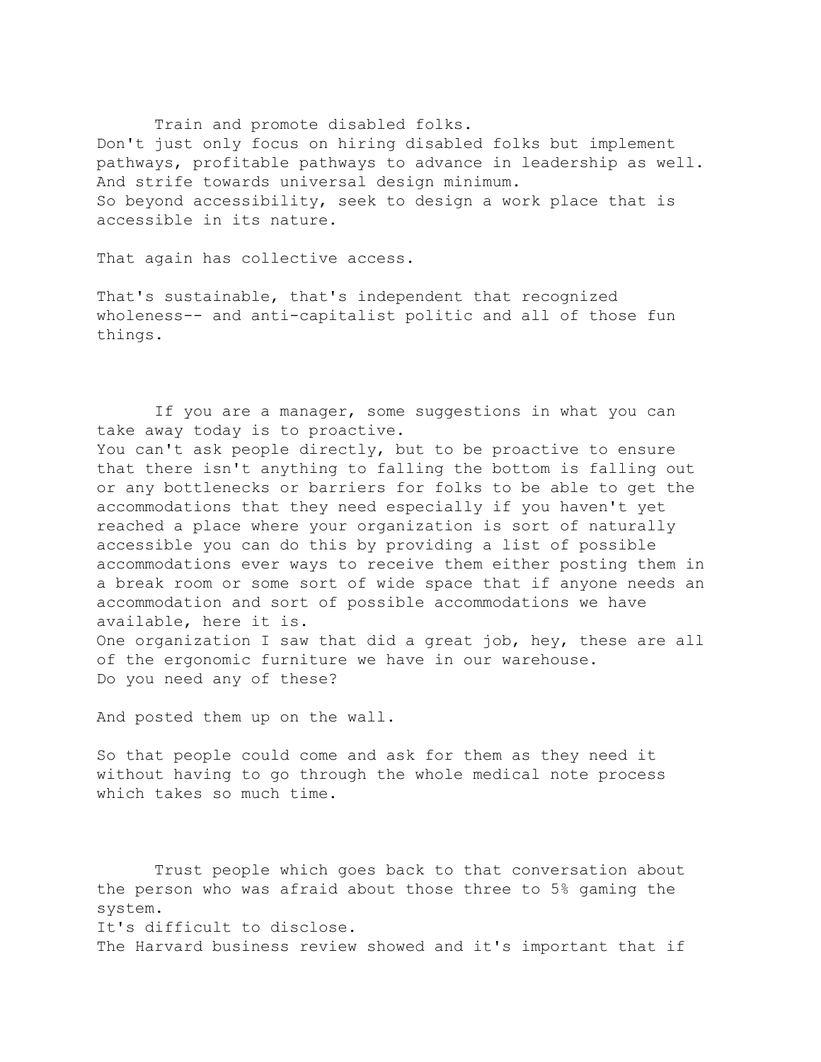Train and promote disabled folks.
Don't just only focus on hiring disabled folks but implement pathways, profitable pathways to advance in leadership as well.
And strife towards universal design minimum.
So beyond accessibility, seek to design a work place that is accessible in its nature.

That again has collective access.

That's sustainable, that's independent that recognized wholeness-- and anti-capitalist politic and all of those fun things.

If you are a manager, some suggestions in what you can take away today is to proactive.
You can't ask people directly, but to be proactive to ensure that there isn't anything to falling the bottom is falling out or any bottlenecks or barriers for folks to be able to get the accommodations that they need especially if you haven't yet reached a place where your organization is sort of naturally accessible you can do this by providing a list of possible accommodations ever ways to receive them either posting them in a break room or some sort of wide space that if anyone needs an accommodation and sort of possible accommodations we have available, here it is.
One organization I saw that did a great job, hey, these are all of the ergonomic furniture we have in our warehouse.
Do you need any of these?

And posted them up on the wall.

So that people could come and ask for them as they need it without having to go through the whole medical note process which takes so much time.

Trust people which goes back to that conversation about the person who was afraid about those three to 5% gaming the system.
It's difficult to disclose.
The Harvard business review showed and it's important that if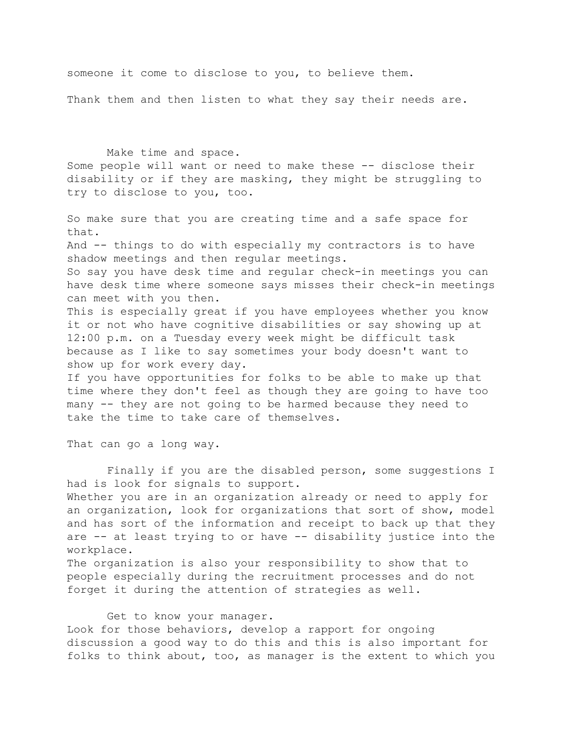someone it come to disclose to you, to believe them.

Thank them and then listen to what they say their needs are.

Make time and space.
Some people will want or need to make these -- disclose their disability or if they are masking, they might be struggling to try to disclose to you, too.

So make sure that you are creating time and a safe space for that.
And -- things to do with especially my contractors is to have shadow meetings and then regular meetings.
So say you have desk time and regular check-in meetings you can have desk time where someone says misses their check-in meetings can meet with you then.
This is especially great if you have employees whether you know it or not who have cognitive disabilities or say showing up at 12:00 p.m. on a Tuesday every week might be difficult task because as I like to say sometimes your body doesn't want to show up for work every day.
If you have opportunities for folks to be able to make up that time where they don't feel as though they are going to have too many -- they are not going to be harmed because they need to take the time to take care of themselves.

That can go a long way.

Finally if you are the disabled person, some suggestions I had is look for signals to support.
Whether you are in an organization already or need to apply for an organization, look for organizations that sort of show, model and has sort of the information and receipt to back up that they are -- at least trying to or have -- disability justice into the workplace.
The organization is also your responsibility to show that to people especially during the recruitment processes and do not forget it during the attention of strategies as well.

Get to know your manager.
Look for those behaviors, develop a rapport for ongoing discussion a good way to do this and this is also important for folks to think about, too, as manager is the extent to which you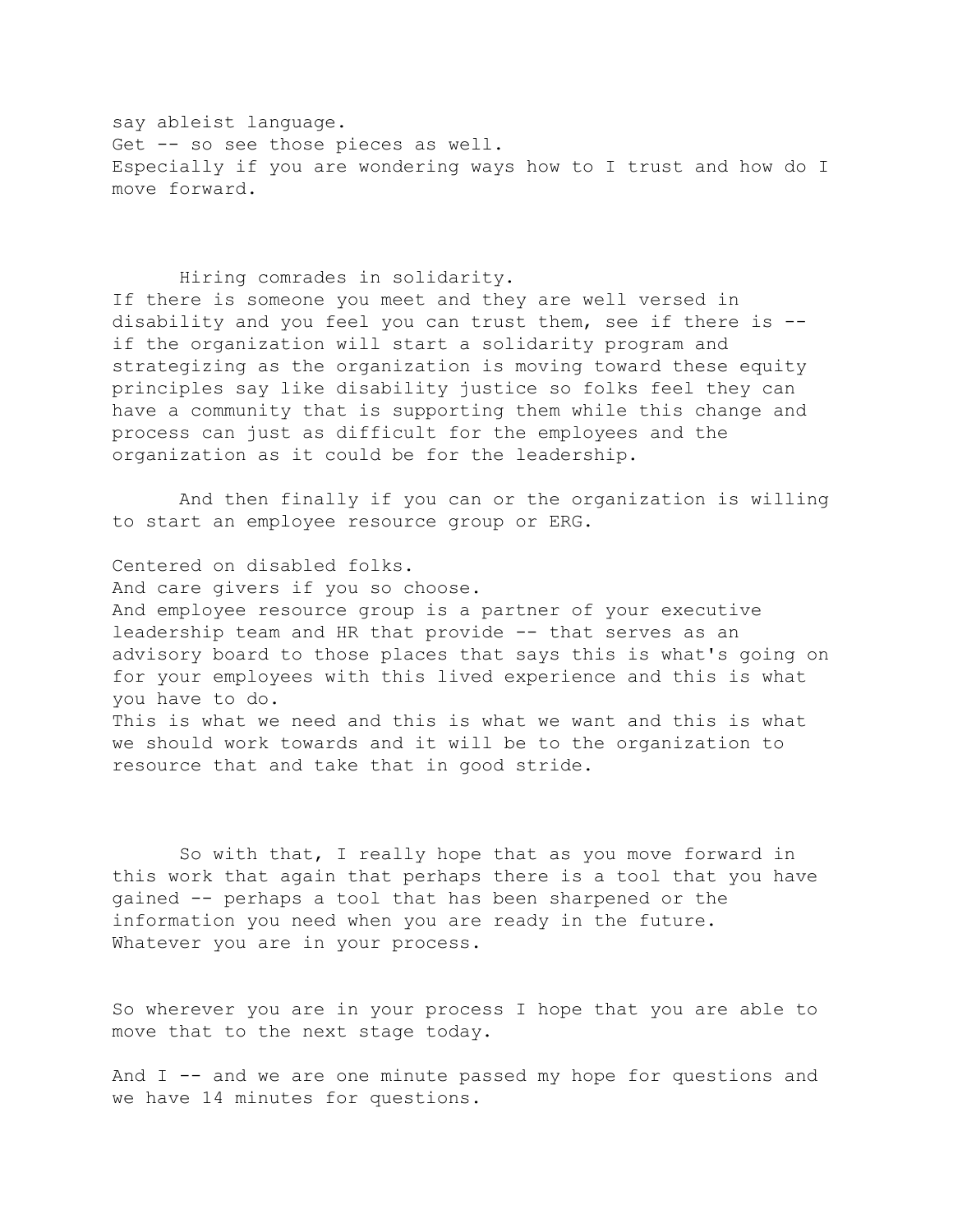say ableist language.
Get -- so see those pieces as well.
Especially if you are wondering ways how to I trust and how do I move forward.

Hiring comrades in solidarity.
If there is someone you meet and they are well versed in disability and you feel you can trust them, see if there is -- if the organization will start a solidarity program and strategizing as the organization is moving toward these equity principles say like disability justice so folks feel they can have a community that is supporting them while this change and process can just as difficult for the employees and the organization as it could be for the leadership.

And then finally if you can or the organization is willing to start an employee resource group or ERG.

Centered on disabled folks.
And care givers if you so choose.
And employee resource group is a partner of your executive leadership team and HR that provide -- that serves as an advisory board to those places that says this is what's going on for your employees with this lived experience and this is what you have to do.
This is what we need and this is what we want and this is what we should work towards and it will be to the organization to resource that and take that in good stride.

So with that, I really hope that as you move forward in this work that again that perhaps there is a tool that you have gained -- perhaps a tool that has been sharpened or the information you need when you are ready in the future.
Whatever you are in your process.

So wherever you are in your process I hope that you are able to move that to the next stage today.

And I -- and we are one minute passed my hope for questions and we have 14 minutes for questions.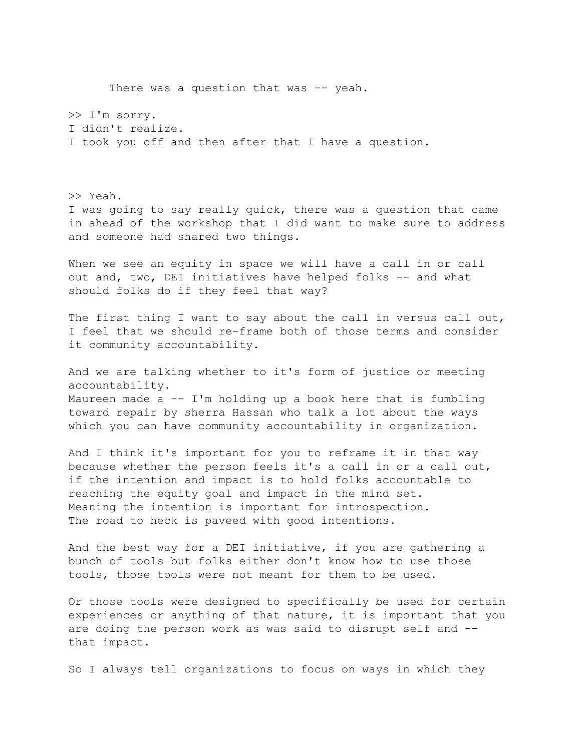There was a question that was -- yeah.

>> I'm sorry.
I didn't realize.
I took you off and then after that I have a question.

>> Yeah.
I was going to say really quick, there was a question that came in ahead of the workshop that I did want to make sure to address and someone had shared two things.

When we see an equity in space we will have a call in or call out and, two, DEI initiatives have helped folks -- and what should folks do if they feel that way?

The first thing I want to say about the call in versus call out, I feel that we should re-frame both of those terms and consider it community accountability.

And we are talking whether to it's form of justice or meeting accountability.
Maureen made a -- I'm holding up a book here that is fumbling toward repair by sherra Hassan who talk a lot about the ways which you can have community accountability in organization.

And I think it's important for you to reframe it in that way because whether the person feels it's a call in or a call out, if the intention and impact is to hold folks accountable to reaching the equity goal and impact in the mind set.
Meaning the intention is important for introspection.
The road to heck is paveed with good intentions.

And the best way for a DEI initiative, if you are gathering a bunch of tools but folks either don't know how to use those tools, those tools were not meant for them to be used.

Or those tools were designed to specifically be used for certain experiences or anything of that nature, it is important that you are doing the person work as was said to disrupt self and -- that impact.

So I always tell organizations to focus on ways in which they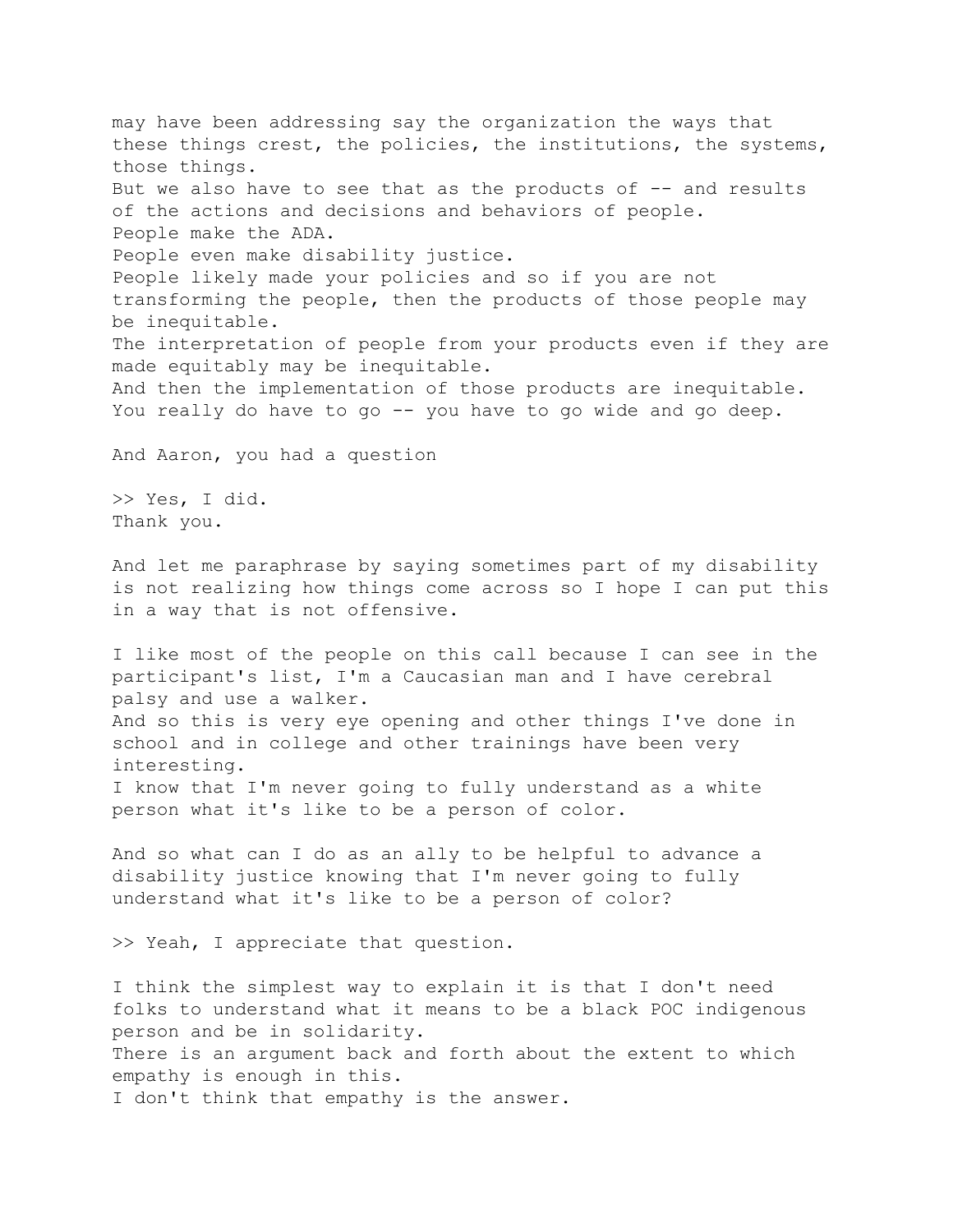may have been addressing say the organization the ways that these things crest, the policies, the institutions, the systems, those things.
But we also have to see that as the products of -- and results of the actions and decisions and behaviors of people.
People make the ADA.
People even make disability justice.
People likely made your policies and so if you are not transforming the people, then the products of those people may be inequitable.
The interpretation of people from your products even if they are made equitably may be inequitable.
And then the implementation of those products are inequitable.
You really do have to go -- you have to go wide and go deep.

And Aaron, you had a question

>> Yes, I did.
Thank you.

And let me paraphrase by saying sometimes part of my disability is not realizing how things come across so I hope I can put this in a way that is not offensive.

I like most of the people on this call because I can see in the participant's list, I'm a Caucasian man and I have cerebral palsy and use a walker.
And so this is very eye opening and other things I've done in school and in college and other trainings have been very interesting.
I know that I'm never going to fully understand as a white person what it's like to be a person of color.

And so what can I do as an ally to be helpful to advance a disability justice knowing that I'm never going to fully understand what it's like to be a person of color?

>> Yeah, I appreciate that question.

I think the simplest way to explain it is that I don't need folks to understand what it means to be a black POC indigenous person and be in solidarity.
There is an argument back and forth about the extent to which empathy is enough in this.
I don't think that empathy is the answer.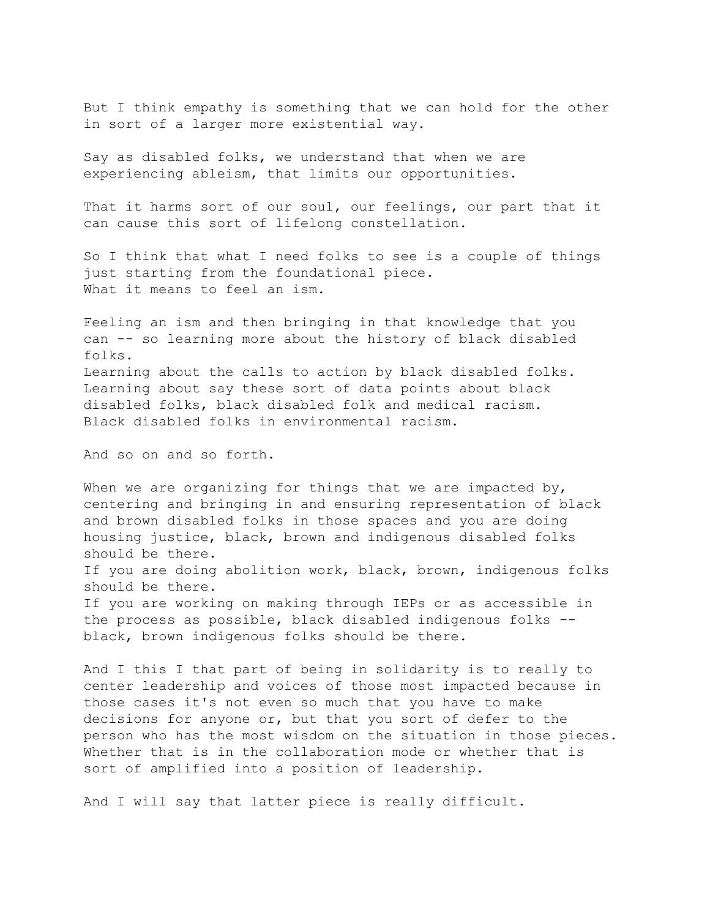But I think empathy is something that we can hold for the other in sort of a larger more existential way.

Say as disabled folks, we understand that when we are experiencing ableism, that limits our opportunities.

That it harms sort of our soul, our feelings, our part that it can cause this sort of lifelong constellation.

So I think that what I need folks to see is a couple of things just starting from the foundational piece.
What it means to feel an ism.

Feeling an ism and then bringing in that knowledge that you can -- so learning more about the history of black disabled folks.
Learning about the calls to action by black disabled folks.
Learning about say these sort of data points about black disabled folks, black disabled folk and medical racism.
Black disabled folks in environmental racism.

And so on and so forth.

When we are organizing for things that we are impacted by, centering and bringing in and ensuring representation of black and brown disabled folks in those spaces and you are doing housing justice, black, brown and indigenous disabled folks should be there.
If you are doing abolition work, black, brown, indigenous folks should be there.
If you are working on making through IEPs or as accessible in the process as possible, black disabled indigenous folks -- black, brown indigenous folks should be there.

And I this I that part of being in solidarity is to really to center leadership and voices of those most impacted because in those cases it's not even so much that you have to make decisions for anyone or, but that you sort of defer to the person who has the most wisdom on the situation in those pieces.
Whether that is in the collaboration mode or whether that is sort of amplified into a position of leadership.

And I will say that latter piece is really difficult.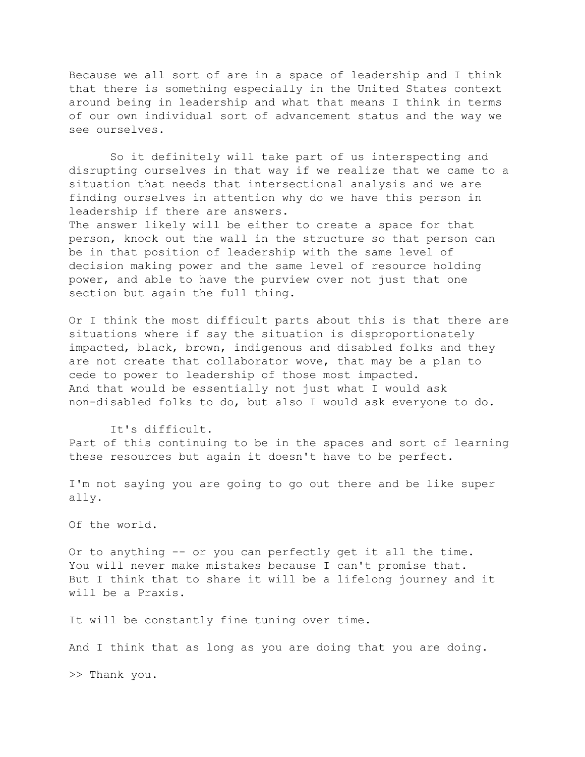Because we all sort of are in a space of leadership and I think that there is something especially in the United States context around being in leadership and what that means I think in terms of our own individual sort of advancement status and the way we see ourselves.

So it definitely will take part of us interspecting and disrupting ourselves in that way if we realize that we came to a situation that needs that intersectional analysis and we are finding ourselves in attention why do we have this person in leadership if there are answers.
The answer likely will be either to create a space for that person, knock out the wall in the structure so that person can be in that position of leadership with the same level of decision making power and the same level of resource holding power, and able to have the purview over not just that one section but again the full thing.

Or I think the most difficult parts about this is that there are situations where if say the situation is disproportionately impacted, black, brown, indigenous and disabled folks and they are not create that collaborator wove, that may be a plan to cede to power to leadership of those most impacted.
And that would be essentially not just what I would ask non-disabled folks to do, but also I would ask everyone to do.

It's difficult.
Part of this continuing to be in the spaces and sort of learning these resources but again it doesn't have to be perfect.

I'm not saying you are going to go out there and be like super ally.

Of the world.

Or to anything -- or you can perfectly get it all the time.
You will never make mistakes because I can't promise that.
But I think that to share it will be a lifelong journey and it will be a Praxis.

It will be constantly fine tuning over time.

And I think that as long as you are doing that you are doing.

>> Thank you.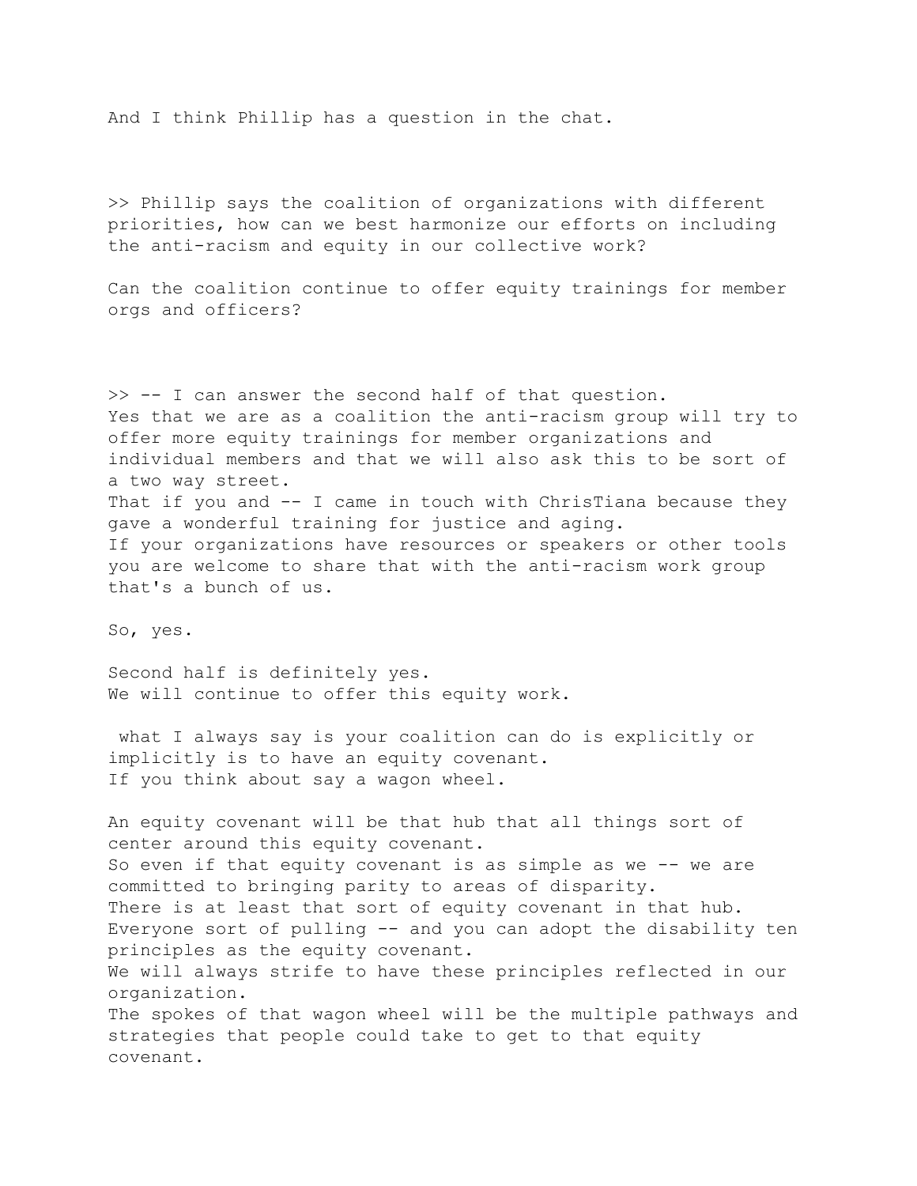And I think Phillip has a question in the chat.

>> Phillip says the coalition of organizations with different priorities, how can we best harmonize our efforts on including the anti-racism and equity in our collective work?

Can the coalition continue to offer equity trainings for member orgs and officers?

>> -- I can answer the second half of that question.
Yes that we are as a coalition the anti-racism group will try to offer more equity trainings for member organizations and individual members and that we will also ask this to be sort of a two way street.
That if you and -- I came in touch with ChrisTiana because they gave a wonderful training for justice and aging.
If your organizations have resources or speakers or other tools you are welcome to share that with the anti-racism work group that's a bunch of us.

So, yes.

Second half is definitely yes.
We will continue to offer this equity work.

what I always say is your coalition can do is explicitly or implicitly is to have an equity covenant.
If you think about say a wagon wheel.

An equity covenant will be that hub that all things sort of center around this equity covenant.
So even if that equity covenant is as simple as we -- we are committed to bringing parity to areas of disparity.
There is at least that sort of equity covenant in that hub.
Everyone sort of pulling -- and you can adopt the disability ten principles as the equity covenant.
We will always strife to have these principles reflected in our organization.
The spokes of that wagon wheel will be the multiple pathways and strategies that people could take to get to that equity covenant.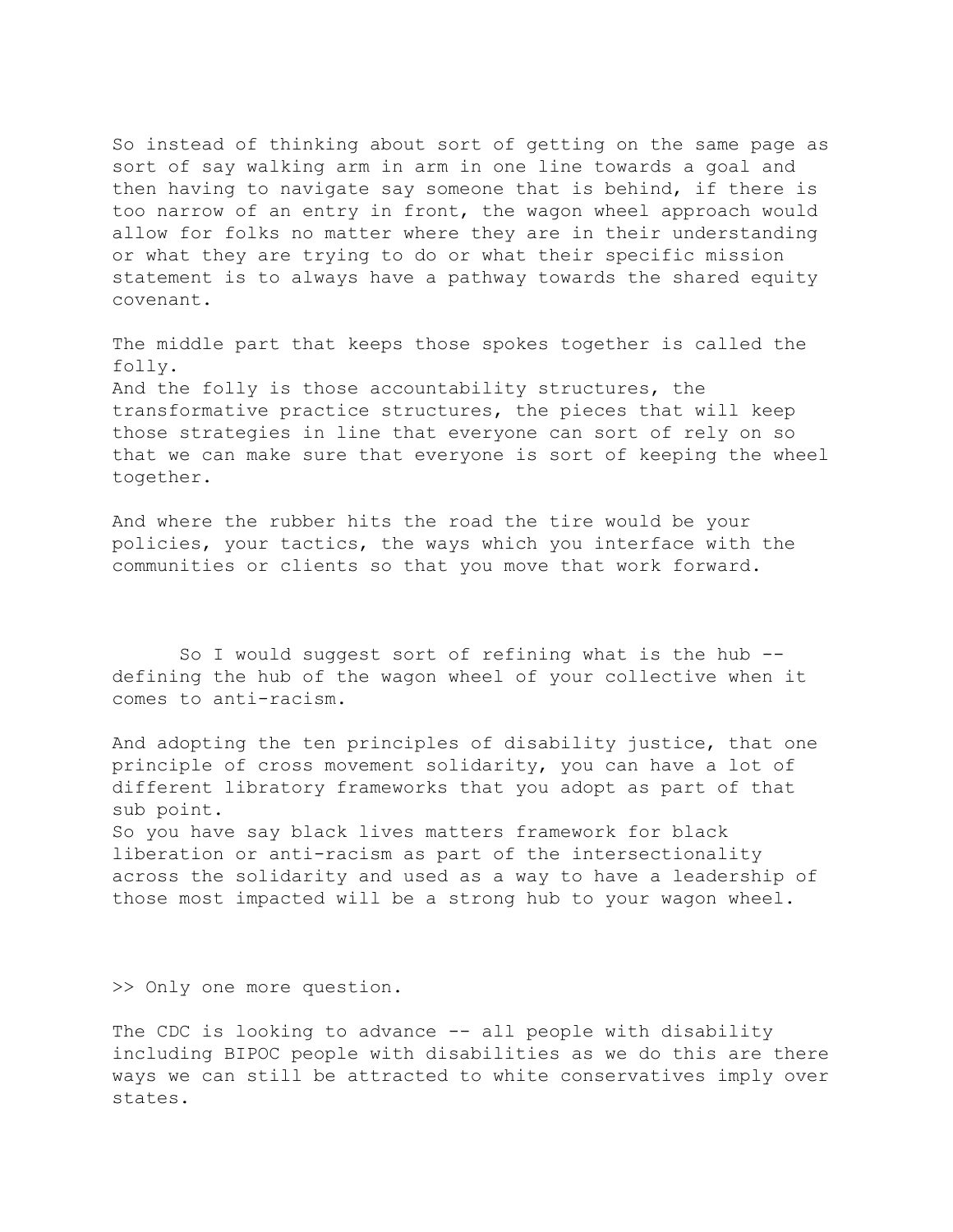So instead of thinking about sort of getting on the same page as sort of say walking arm in arm in one line towards a goal and then having to navigate say someone that is behind, if there is too narrow of an entry in front, the wagon wheel approach would allow for folks no matter where they are in their understanding or what they are trying to do or what their specific mission statement is to always have a pathway towards the shared equity covenant.

The middle part that keeps those spokes together is called the folly.
And the folly is those accountability structures, the transformative practice structures, the pieces that will keep those strategies in line that everyone can sort of rely on so that we can make sure that everyone is sort of keeping the wheel together.

And where the rubber hits the road the tire would be your policies, your tactics, the ways which you interface with the communities or clients so that you move that work forward.

So I would suggest sort of refining what is the hub -- defining the hub of the wagon wheel of your collective when it comes to anti-racism.

And adopting the ten principles of disability justice, that one principle of cross movement solidarity, you can have a lot of different libratory frameworks that you adopt as part of that sub point.
So you have say black lives matters framework for black liberation or anti-racism as part of the intersectionality across the solidarity and used as a way to have a leadership of those most impacted will be a strong hub to your wagon wheel.

>> Only one more question.

The CDC is looking to advance -- all people with disability including BIPOC people with disabilities as we do this are there ways we can still be attracted to white conservatives imply over states.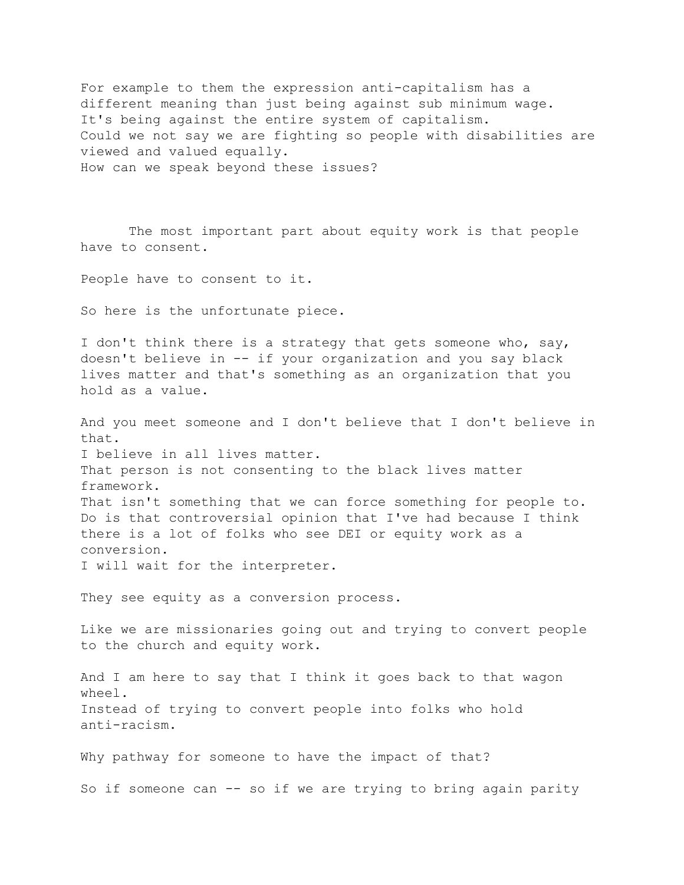For example to them the expression anti-capitalism has a different meaning than just being against sub minimum wage.
It's being against the entire system of capitalism.
Could we not say we are fighting so people with disabilities are viewed and valued equally.
How can we speak beyond these issues?

The most important part about equity work is that people have to consent.

People have to consent to it.

So here is the unfortunate piece.

I don't think there is a strategy that gets someone who, say, doesn't believe in -- if your organization and you say black lives matter and that's something as an organization that you hold as a value.

And you meet someone and I don't believe that I don't believe in that.
I believe in all lives matter.
That person is not consenting to the black lives matter framework.
That isn't something that we can force something for people to.
Do is that controversial opinion that I've had because I think there is a lot of folks who see DEI or equity work as a conversion.
I will wait for the interpreter.

They see equity as a conversion process.

Like we are missionaries going out and trying to convert people to the church and equity work.

And I am here to say that I think it goes back to that wagon wheel.
Instead of trying to convert people into folks who hold anti-racism.

Why pathway for someone to have the impact of that?

So if someone can -- so if we are trying to bring again parity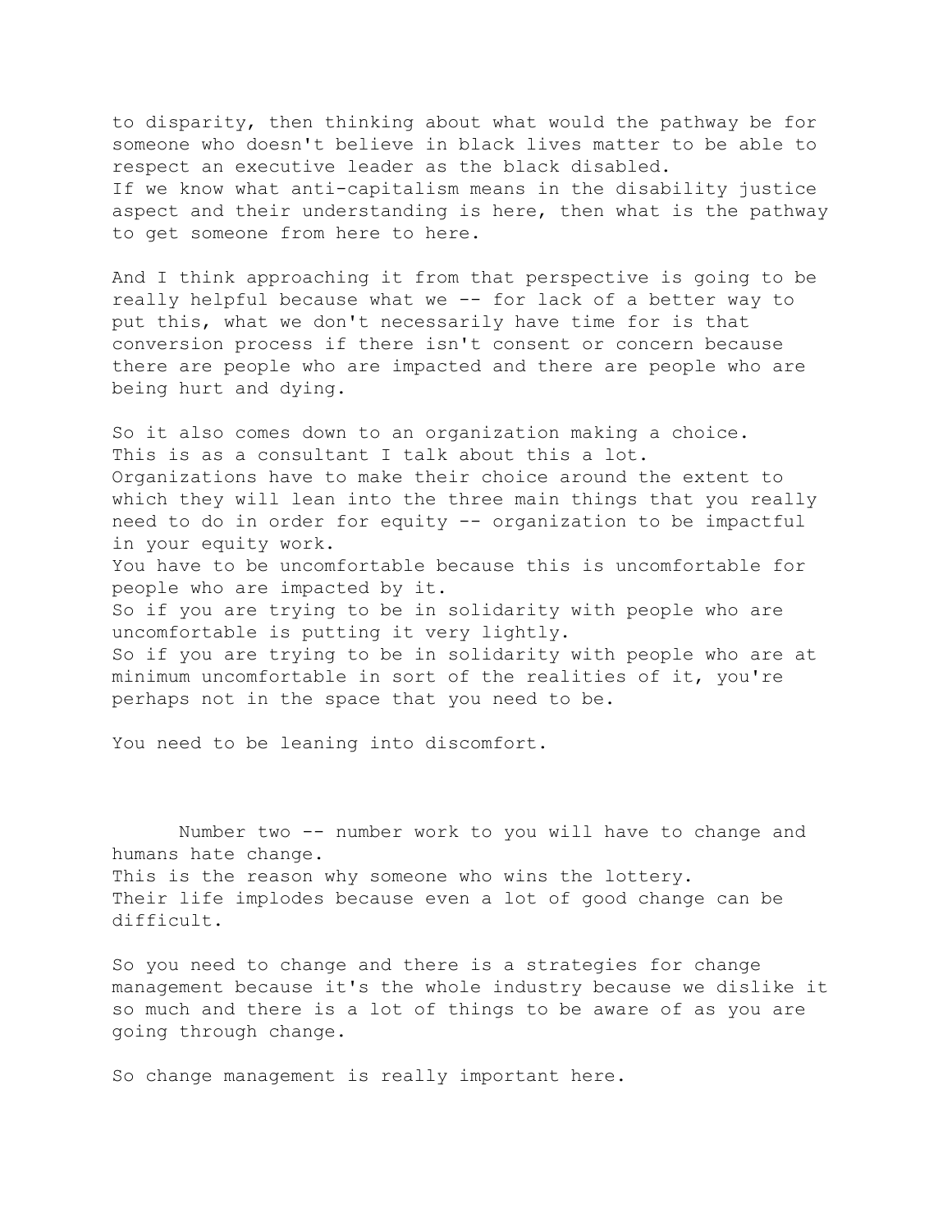to disparity, then thinking about what would the pathway be for someone who doesn't believe in black lives matter to be able to respect an executive leader as the black disabled.
If we know what anti-capitalism means in the disability justice aspect and their understanding is here, then what is the pathway to get someone from here to here.

And I think approaching it from that perspective is going to be really helpful because what we -- for lack of a better way to put this, what we don't necessarily have time for is that conversion process if there isn't consent or concern because there are people who are impacted and there are people who are being hurt and dying.

So it also comes down to an organization making a choice.
This is as a consultant I talk about this a lot.
Organizations have to make their choice around the extent to which they will lean into the three main things that you really need to do in order for equity -- organization to be impactful in your equity work.
You have to be uncomfortable because this is uncomfortable for people who are impacted by it.
So if you are trying to be in solidarity with people who are uncomfortable is putting it very lightly.
So if you are trying to be in solidarity with people who are at minimum uncomfortable in sort of the realities of it, you're perhaps not in the space that you need to be.

You need to be leaning into discomfort.

Number two -- number work to you will have to change and humans hate change.
This is the reason why someone who wins the lottery.
Their life implodes because even a lot of good change can be difficult.

So you need to change and there is a strategies for change management because it's the whole industry because we dislike it so much and there is a lot of things to be aware of as you are going through change.

So change management is really important here.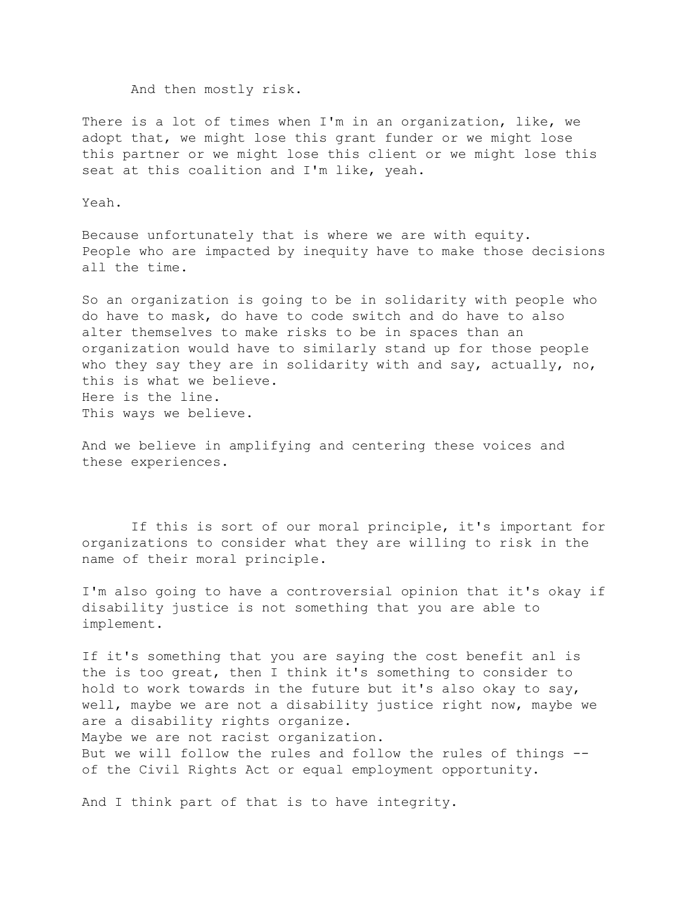And then mostly risk.

There is a lot of times when I'm in an organization, like, we adopt that, we might lose this grant funder or we might lose this partner or we might lose this client or we might lose this seat at this coalition and I'm like, yeah.

Yeah.

Because unfortunately that is where we are with equity. People who are impacted by inequity have to make those decisions all the time.

So an organization is going to be in solidarity with people who do have to mask, do have to code switch and do have to also alter themselves to make risks to be in spaces than an organization would have to similarly stand up for those people who they say they are in solidarity with and say, actually, no, this is what we believe.
Here is the line.
This ways we believe.

And we believe in amplifying and centering these voices and these experiences.

If this is sort of our moral principle, it's important for organizations to consider what they are willing to risk in the name of their moral principle.

I'm also going to have a controversial opinion that it's okay if disability justice is not something that you are able to implement.

If it's something that you are saying the cost benefit anl is the is too great, then I think it's something to consider to hold to work towards in the future but it's also okay to say, well, maybe we are not a disability justice right now, maybe we are a disability rights organize.
Maybe we are not racist organization.
But we will follow the rules and follow the rules of things -- of the Civil Rights Act or equal employment opportunity.

And I think part of that is to have integrity.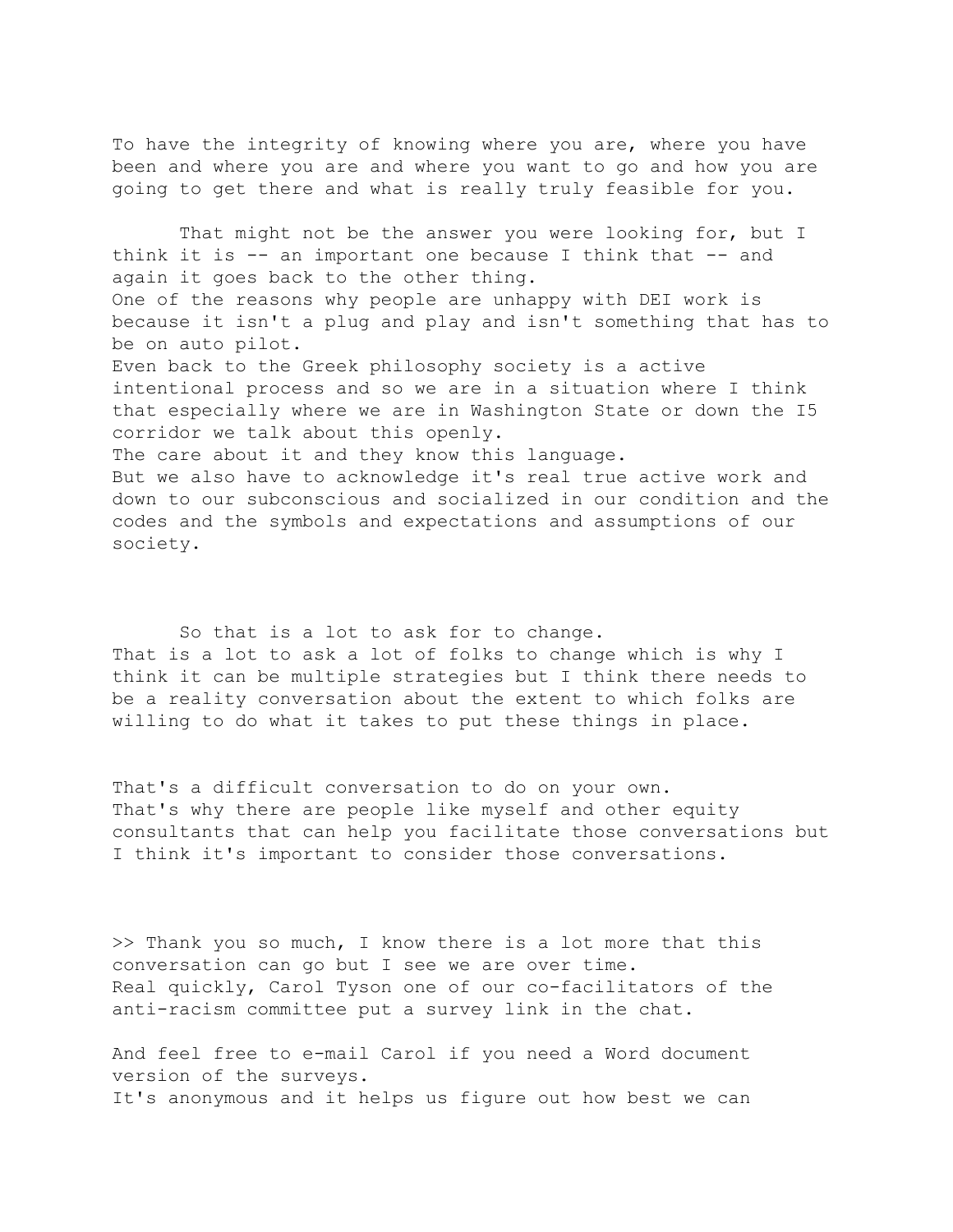To have the integrity of knowing where you are, where you have been and where you are and where you want to go and how you are going to get there and what is really truly feasible for you.

That might not be the answer you were looking for, but I think it is -- an important one because I think that -- and again it goes back to the other thing.
One of the reasons why people are unhappy with DEI work is because it isn't a plug and play and isn't something that has to be on auto pilot.
Even back to the Greek philosophy society is a active intentional process and so we are in a situation where I think that especially where we are in Washington State or down the I5 corridor we talk about this openly.
The care about it and they know this language.
But we also have to acknowledge it's real true active work and down to our subconscious and socialized in our condition and the codes and the symbols and expectations and assumptions of our society.

So that is a lot to ask for to change.
That is a lot to ask a lot of folks to change which is why I think it can be multiple strategies but I think there needs to be a reality conversation about the extent to which folks are willing to do what it takes to put these things in place.

That's a difficult conversation to do on your own.
That's why there are people like myself and other equity consultants that can help you facilitate those conversations but I think it's important to consider those conversations.

>> Thank you so much, I know there is a lot more that this conversation can go but I see we are over time.
Real quickly, Carol Tyson one of our co-facilitators of the anti-racism committee put a survey link in the chat.

And feel free to e-mail Carol if you need a Word document version of the surveys.
It's anonymous and it helps us figure out how best we can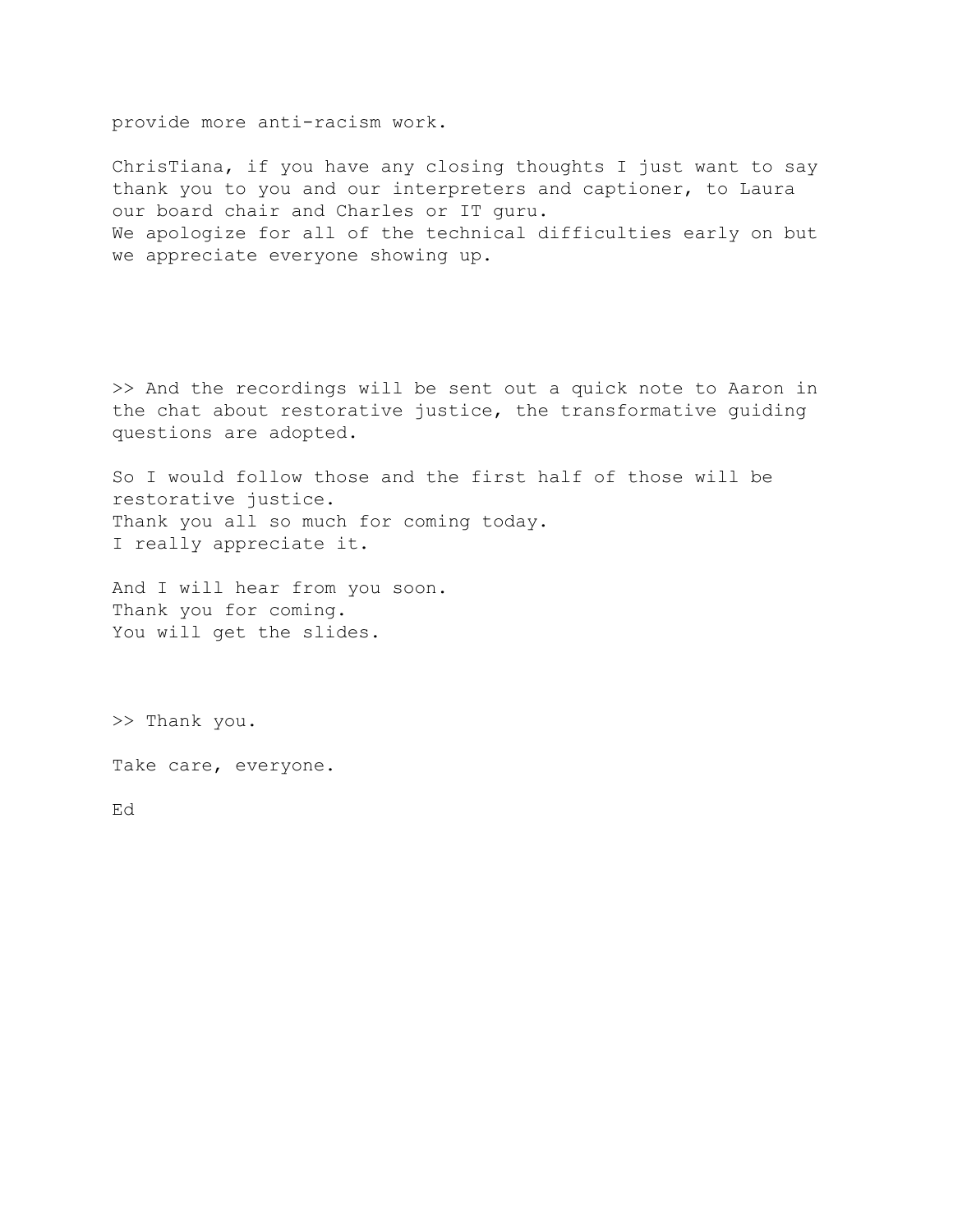provide more anti-racism work.

ChrisTiana, if you have any closing thoughts I just want to say thank you to you and our interpreters and captioner, to Laura our board chair and Charles or IT guru.
We apologize for all of the technical difficulties early on but we appreciate everyone showing up.

>> And the recordings will be sent out a quick note to Aaron in the chat about restorative justice, the transformative guiding questions are adopted.

So I would follow those and the first half of those will be restorative justice.
Thank you all so much for coming today.
I really appreciate it.

And I will hear from you soon.
Thank you for coming.
You will get the slides.

>> Thank you.

Take care, everyone.

Ed